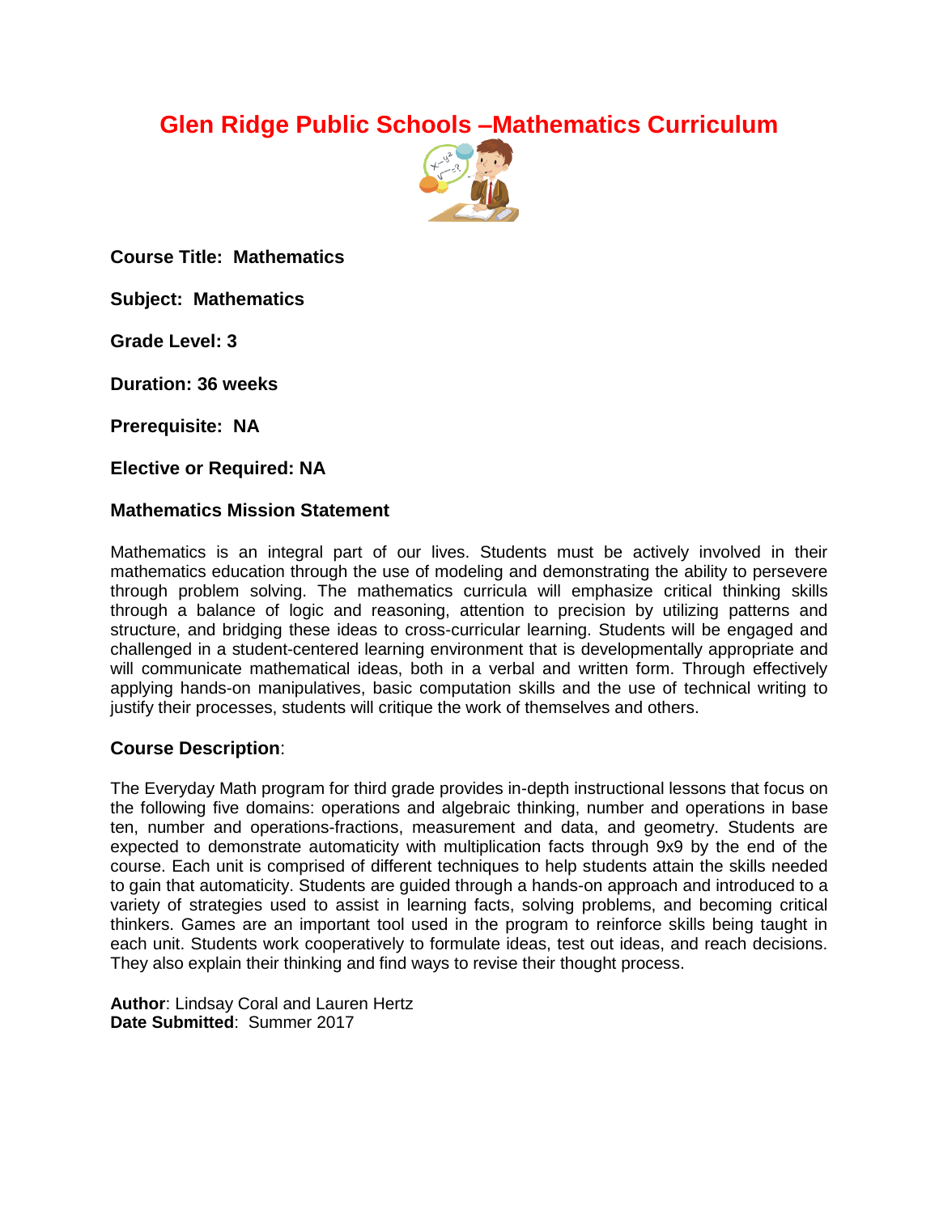# Glen Ridge Public Schools –Mathematics Curriculum

**Course Title: Mathematics**

**Subject: Mathematics**

**Grade Level: 3**

**Duration: 36 weeks**

**Prerequisite: NA**

**Elective or Required: NA**

### Mathematics Mission Statement

Mathematics is an integral part of our lives. Students must be actively involved in their mathematics education through the use of modeling and demonstrating the ability to persevere through problem solving. The mathematics curricula will emphasize critical thinking skills through a balance of logic and reasoning, attention to precision by utilizing patterns and structure, and bridging these ideas to cross-curricular learning. Students will be engaged and challenged in a student-centered learning environment that is developmentally appropriate and will communicate mathematical ideas, both in a verbal and written form. Through effectively applying hands-on manipulatives, basic computation skills and the use of technical writing to justify their processes, students will critique the work of themselves and others.

### Course Description:

The Everyday Math program for third grade provides in-depth instructional lessons that focus on the following five domains: operations and algebraic thinking, number and operations in base ten, number and operations-fractions, measurement and data, and geometry. Students are expected to demonstrate automaticity with multiplication facts through 9x9 by the end of the course. Each unit is comprised of different techniques to help students attain the skills needed to gain that automaticity. Students are guided through a hands-on approach and introduced to a variety of strategies used to assist in learning facts, solving problems, and becoming critical thinkers. Games are an important tool used in the program to reinforce skills being taught in each unit. Students work cooperatively to formulate ideas, test out ideas, and reach decisions. They also explain their thinking and find ways to revise their thought process.

**Author**: Lindsay Coral and Lauren Hertz
**Date Submitted**: Summer 2017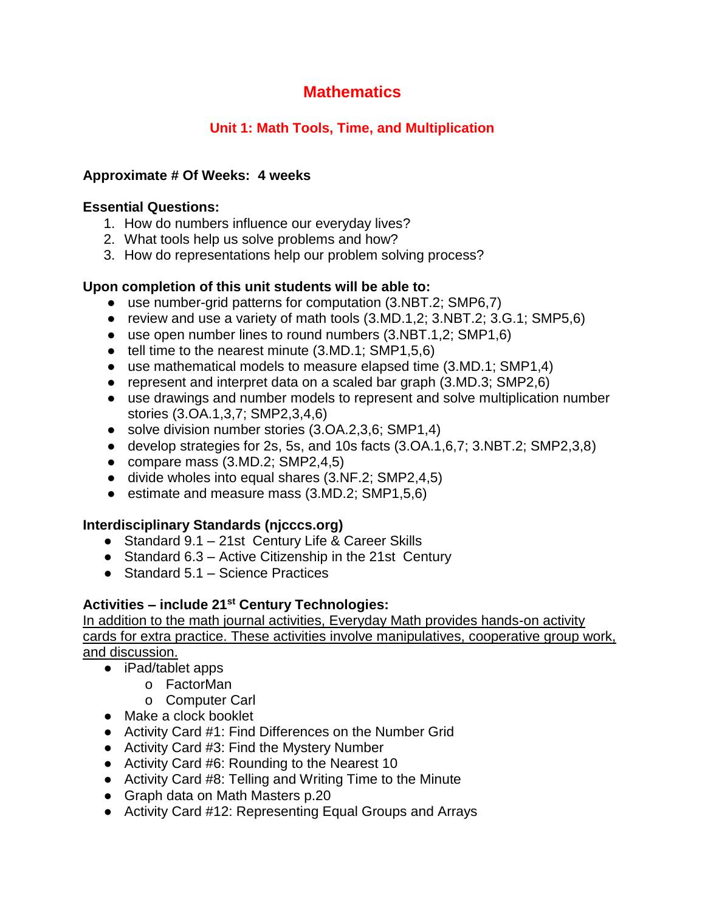# Mathematics

## Unit 1: Math Tools, Time, and Multiplication

**Approximate # Of Weeks: 4 weeks**

**Essential Questions:**

1. How do numbers influence our everyday lives?
2. What tools help us solve problems and how?
3. How do representations help our problem solving process?

**Upon completion of this unit students will be able to:**

- use number-grid patterns for computation (3.NBT.2; SMP6,7)
- review and use a variety of math tools (3.MD.1,2; 3.NBT.2; 3.G.1; SMP5,6)
- use open number lines to round numbers (3.NBT.1,2; SMP1,6)
- tell time to the nearest minute (3.MD.1; SMP1,5,6)
- use mathematical models to measure elapsed time (3.MD.1; SMP1,4)
- represent and interpret data on a scaled bar graph (3.MD.3; SMP2,6)
- use drawings and number models to represent and solve multiplication number stories (3.OA.1,3,7; SMP2,3,4,6)
- solve division number stories (3.OA.2,3,6; SMP1,4)
- develop strategies for 2s, 5s, and 10s facts (3.OA.1,6,7; 3.NBT.2; SMP2,3,8)
- compare mass (3.MD.2; SMP2,4,5)
- divide wholes into equal shares (3.NF.2; SMP2,4,5)
- estimate and measure mass (3.MD.2; SMP1,5,6)

**Interdisciplinary Standards (njcccs.org)**

- Standard 9.1 – 21st Century Life & Career Skills
- Standard 6.3 – Active Citizenship in the 21st Century
- Standard 5.1 – Science Practices

**Activities – include 21st Century Technologies:**

In addition to the math journal activities, Everyday Math provides hands-on activity cards for extra practice. These activities involve manipulatives, cooperative group work, and discussion.

- iPad/tablet apps
  - FactorMan
  - Computer Carl
- Make a clock booklet
- Activity Card #1: Find Differences on the Number Grid
- Activity Card #3: Find the Mystery Number
- Activity Card #6: Rounding to the Nearest 10
- Activity Card #8: Telling and Writing Time to the Minute
- Graph data on Math Masters p.20
- Activity Card #12: Representing Equal Groups and Arrays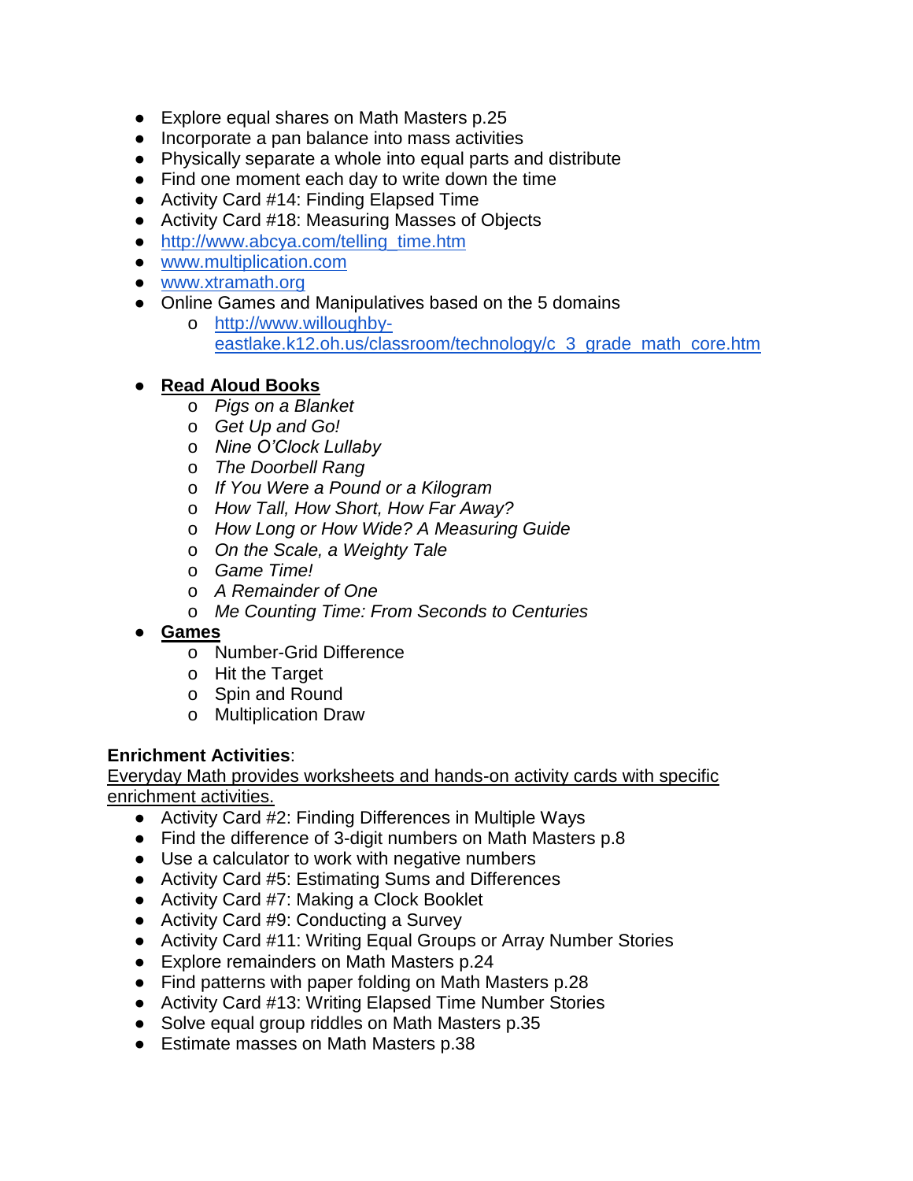- Explore equal shares on Math Masters p.25
- Incorporate a pan balance into mass activities
- Physically separate a whole into equal parts and distribute
- Find one moment each day to write down the time
- Activity Card #14: Finding Elapsed Time
- Activity Card #18: Measuring Masses of Objects
- http://www.abcya.com/telling_time.htm
- www.multiplication.com
- www.xtramath.org
- Online Games and Manipulatives based on the 5 domains
  - http://www.willoughby-eastlake.k12.oh.us/classroom/technology/c_3_grade_math_core.htm

- **Read Aloud Books**
  - *Pigs on a Blanket*
  - *Get Up and Go!*
  - *Nine O'Clock Lullaby*
  - *The Doorbell Rang*
  - *If You Were a Pound or a Kilogram*
  - *How Tall, How Short, How Far Away?*
  - *How Long or How Wide? A Measuring Guide*
  - *On the Scale, a Weighty Tale*
  - *Game Time!*
  - *A Remainder of One*
  - *Me Counting Time: From Seconds to Centuries*
- **Games**
  - Number-Grid Difference
  - Hit the Target
  - Spin and Round
  - Multiplication Draw

**Enrichment Activities**:
Everyday Math provides worksheets and hands-on activity cards with specific enrichment activities.

- Activity Card #2: Finding Differences in Multiple Ways
- Find the difference of 3-digit numbers on Math Masters p.8
- Use a calculator to work with negative numbers
- Activity Card #5: Estimating Sums and Differences
- Activity Card #7: Making a Clock Booklet
- Activity Card #9: Conducting a Survey
- Activity Card #11: Writing Equal Groups or Array Number Stories
- Explore remainders on Math Masters p.24
- Find patterns with paper folding on Math Masters p.28
- Activity Card #13: Writing Elapsed Time Number Stories
- Solve equal group riddles on Math Masters p.35
- Estimate masses on Math Masters p.38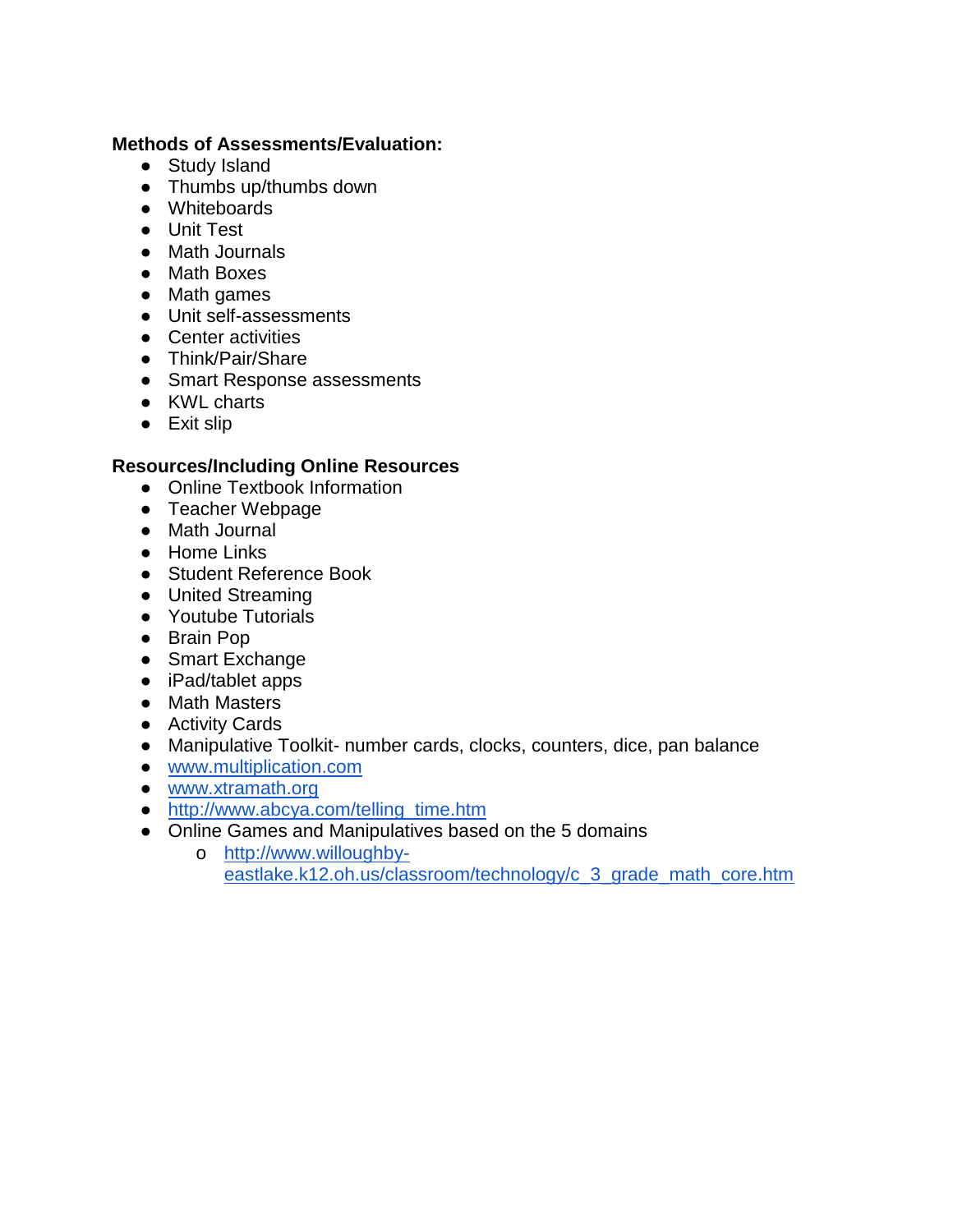**Methods of Assessments/Evaluation:**

- Study Island
- Thumbs up/thumbs down
- Whiteboards
- Unit Test
- Math Journals
- Math Boxes
- Math games
- Unit self-assessments
- Center activities
- Think/Pair/Share
- Smart Response assessments
- KWL charts
- Exit slip

**Resources/Including Online Resources**

- Online Textbook Information
- Teacher Webpage
- Math Journal
- Home Links
- Student Reference Book
- United Streaming
- Youtube Tutorials
- Brain Pop
- Smart Exchange
- iPad/tablet apps
- Math Masters
- Activity Cards
- Manipulative Toolkit- number cards, clocks, counters, dice, pan balance
- [www.multiplication.com](http://www.multiplication.com)
- [www.xtramath.org](http://www.xtramath.org)
- [http://www.abcya.com/telling_time.htm](http://www.abcya.com/telling_time.htm)
- Online Games and Manipulatives based on the 5 domains
    - [http://www.willoughby-eastlake.k12.oh.us/classroom/technology/c_3_grade_math_core.htm](http://www.willoughby-eastlake.k12.oh.us/classroom/technology/c_3_grade_math_core.htm)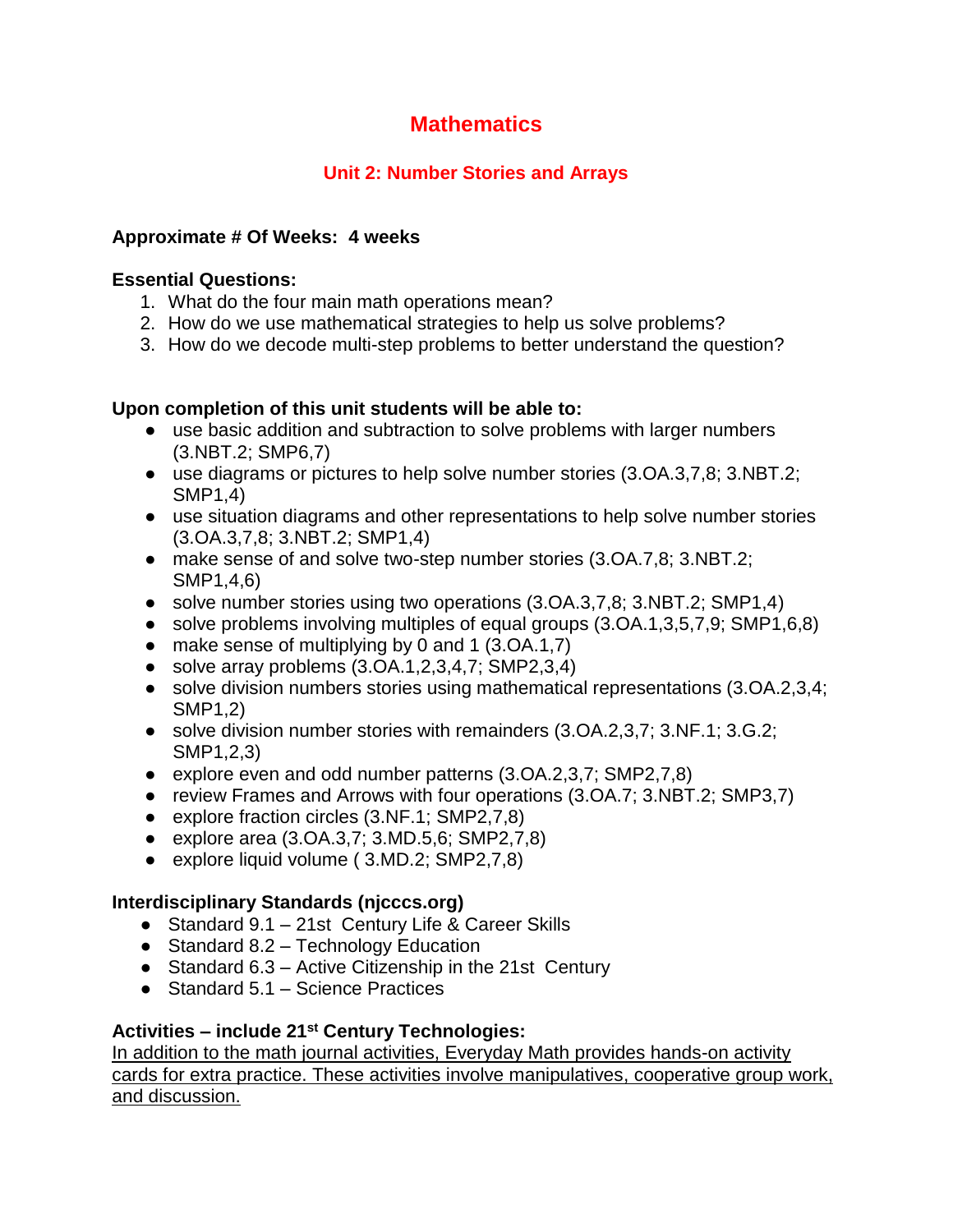# Mathematics

## Unit 2: Number Stories and Arrays

**Approximate # Of Weeks: 4 weeks**

**Essential Questions:**

1. What do the four main math operations mean?
2. How do we use mathematical strategies to help us solve problems?
3. How do we decode multi-step problems to better understand the question?

**Upon completion of this unit students will be able to:**

- use basic addition and subtraction to solve problems with larger numbers (3.NBT.2; SMP6,7)
- use diagrams or pictures to help solve number stories (3.OA.3,7,8; 3.NBT.2; SMP1,4)
- use situation diagrams and other representations to help solve number stories (3.OA.3,7,8; 3.NBT.2; SMP1,4)
- make sense of and solve two-step number stories (3.OA.7,8; 3.NBT.2; SMP1,4,6)
- solve number stories using two operations (3.OA.3,7,8; 3.NBT.2; SMP1,4)
- solve problems involving multiples of equal groups (3.OA.1,3,5,7,9; SMP1,6,8)
- make sense of multiplying by 0 and 1 (3.OA.1,7)
- solve array problems (3.OA.1,2,3,4,7; SMP2,3,4)
- solve division numbers stories using mathematical representations (3.OA.2,3,4; SMP1,2)
- solve division number stories with remainders (3.OA.2,3,7; 3.NF.1; 3.G.2; SMP1,2,3)
- explore even and odd number patterns (3.OA.2,3,7; SMP2,7,8)
- review Frames and Arrows with four operations (3.OA.7; 3.NBT.2; SMP3,7)
- explore fraction circles (3.NF.1; SMP2,7,8)
- explore area (3.OA.3,7; 3.MD.5,6; SMP2,7,8)
- explore liquid volume ( 3.MD.2; SMP2,7,8)

**Interdisciplinary Standards (njcccs.org)**

- Standard 9.1 – 21st Century Life & Career Skills
- Standard 8.2 – Technology Education
- Standard 6.3 – Active Citizenship in the 21st Century
- Standard 5.1 – Science Practices

**Activities – include 21st Century Technologies:**

In addition to the math journal activities, Everyday Math provides hands-on activity cards for extra practice. These activities involve manipulatives, cooperative group work, and discussion.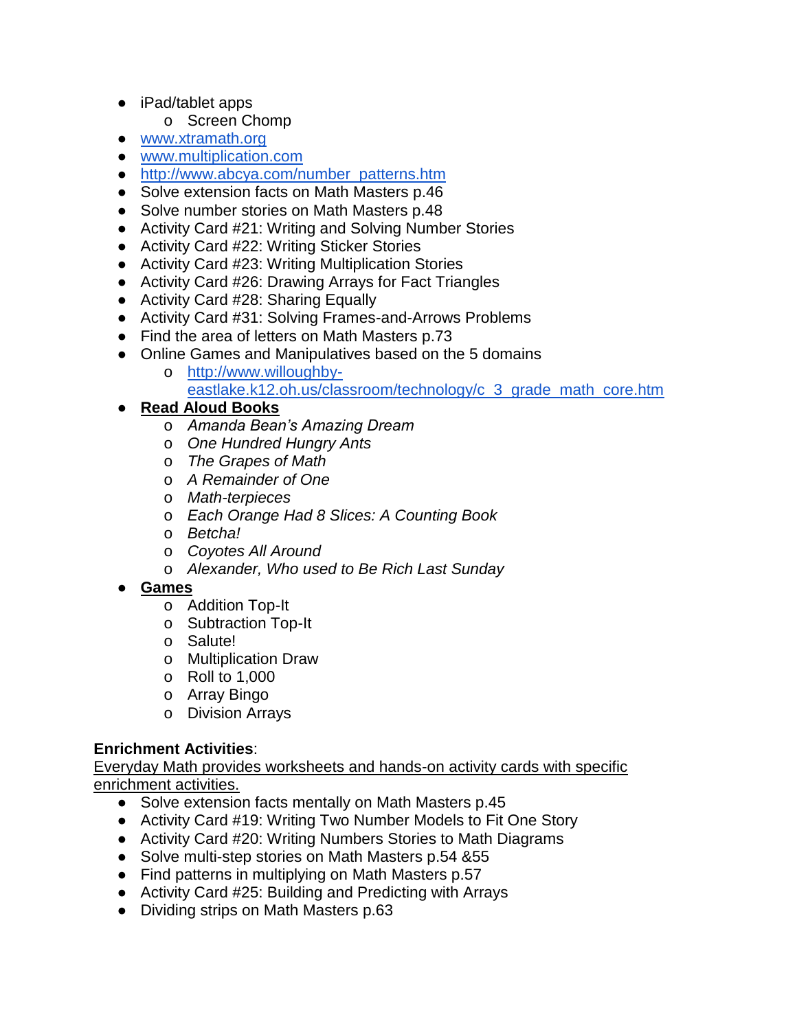- iPad/tablet apps
  - Screen Chomp
- [www.xtramath.org](http://www.xtramath.org)
- [www.multiplication.com](http://www.multiplication.com)
- [http://www.abcya.com/number_patterns.htm](http://www.abcya.com/number_patterns.htm)
- Solve extension facts on Math Masters p.46
- Solve number stories on Math Masters p.48
- Activity Card #21: Writing and Solving Number Stories
- Activity Card #22: Writing Sticker Stories
- Activity Card #23: Writing Multiplication Stories
- Activity Card #26: Drawing Arrays for Fact Triangles
- Activity Card #28: Sharing Equally
- Activity Card #31: Solving Frames-and-Arrows Problems
- Find the area of letters on Math Masters p.73
- Online Games and Manipulatives based on the 5 domains
  - [http://www.willoughby-eastlake.k12.oh.us/classroom/technology/c_3_grade_math_core.htm](http://www.willoughby-eastlake.k12.oh.us/classroom/technology/c_3_grade_math_core.htm)
- <u>**Read Aloud Books**</u>
  - *Amanda Bean's Amazing Dream*
  - *One Hundred Hungry Ants*
  - *The Grapes of Math*
  - *A Remainder of One*
  - *Math-terpieces*
  - *Each Orange Had 8 Slices: A Counting Book*
  - *Betcha!*
  - *Coyotes All Around*
  - *Alexander, Who used to Be Rich Last Sunday*
- <u>**Games**</u>
  - Addition Top-It
  - Subtraction Top-It
  - Salute!
  - Multiplication Draw
  - Roll to 1,000
  - Array Bingo
  - Division Arrays

**Enrichment Activities**:
<u>Everyday Math provides worksheets and hands-on activity cards with specific enrichment activities.</u>

- Solve extension facts mentally on Math Masters p.45
- Activity Card #19: Writing Two Number Models to Fit One Story
- Activity Card #20: Writing Numbers Stories to Math Diagrams
- Solve multi-step stories on Math Masters p.54 &55
- Find patterns in multiplying on Math Masters p.57
- Activity Card #25: Building and Predicting with Arrays
- Dividing strips on Math Masters p.63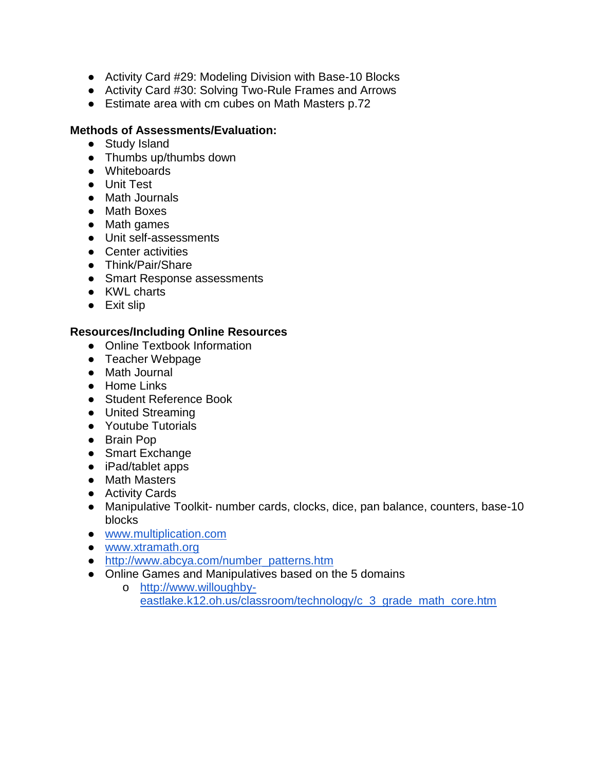- Activity Card #29: Modeling Division with Base-10 Blocks
- Activity Card #30: Solving Two-Rule Frames and Arrows
- Estimate area with cm cubes on Math Masters p.72

**Methods of Assessments/Evaluation:**

- Study Island
- Thumbs up/thumbs down
- Whiteboards
- Unit Test
- Math Journals
- Math Boxes
- Math games
- Unit self-assessments
- Center activities
- Think/Pair/Share
- Smart Response assessments
- KWL charts
- Exit slip

**Resources/Including Online Resources**

- Online Textbook Information
- Teacher Webpage
- Math Journal
- Home Links
- Student Reference Book
- United Streaming
- Youtube Tutorials
- Brain Pop
- Smart Exchange
- iPad/tablet apps
- Math Masters
- Activity Cards
- Manipulative Toolkit- number cards, clocks, dice, pan balance, counters, base-10 blocks
- [www.multiplication.com](http://www.multiplication.com)
- [www.xtramath.org](http://www.xtramath.org)
- [http://www.abcya.com/number_patterns.htm](http://www.abcya.com/number_patterns.htm)
- Online Games and Manipulatives based on the 5 domains
  - [http://www.willoughby-eastlake.k12.oh.us/classroom/technology/c_3_grade_math_core.htm](http://www.willoughby-eastlake.k12.oh.us/classroom/technology/c_3_grade_math_core.htm)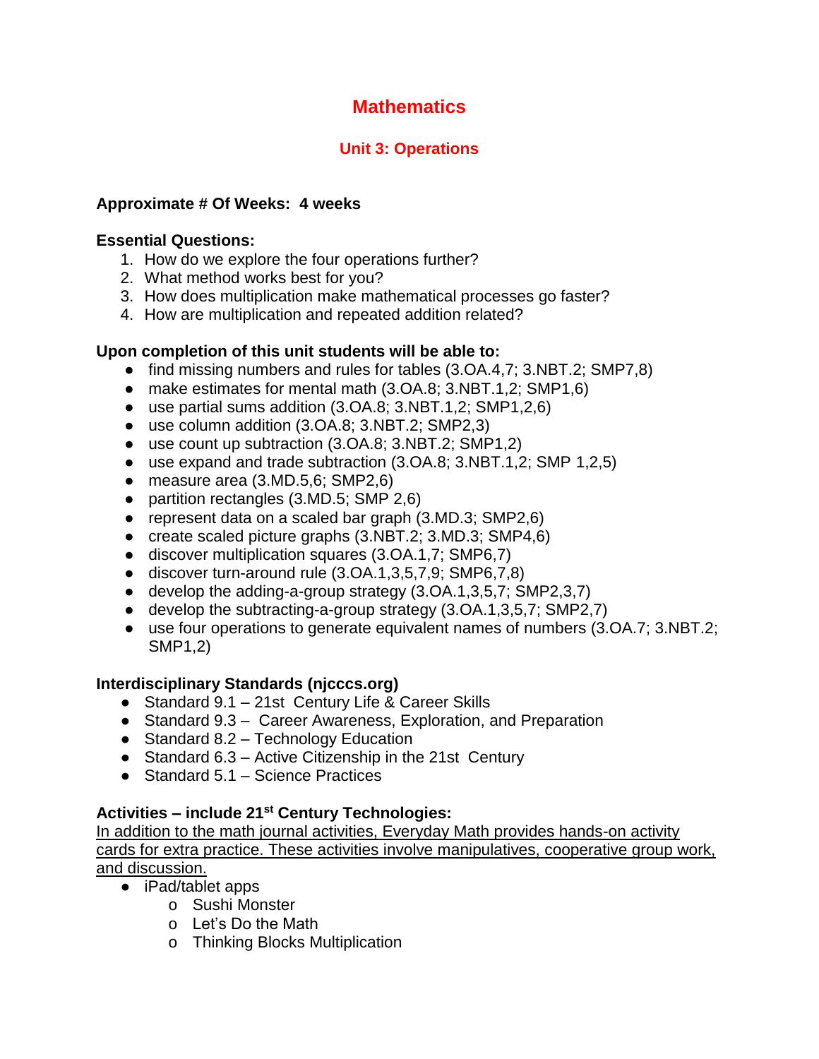# Mathematics

## Unit 3: Operations

**Approximate # Of Weeks: 4 weeks**

**Essential Questions:**

1. How do we explore the four operations further?
2. What method works best for you?
3. How does multiplication make mathematical processes go faster?
4. How are multiplication and repeated addition related?

**Upon completion of this unit students will be able to:**

- find missing numbers and rules for tables (3.OA.4,7; 3.NBT.2; SMP7,8)
- make estimates for mental math (3.OA.8; 3.NBT.1,2; SMP1,6)
- use partial sums addition (3.OA.8; 3.NBT.1,2; SMP1,2,6)
- use column addition (3.OA.8; 3.NBT.2; SMP2,3)
- use count up subtraction (3.OA.8; 3.NBT.2; SMP1,2)
- use expand and trade subtraction (3.OA.8; 3.NBT.1,2; SMP 1,2,5)
- measure area (3.MD.5,6; SMP2,6)
- partition rectangles (3.MD.5; SMP 2,6)
- represent data on a scaled bar graph (3.MD.3; SMP2,6)
- create scaled picture graphs (3.NBT.2; 3.MD.3; SMP4,6)
- discover multiplication squares (3.OA.1,7; SMP6,7)
- discover turn-around rule (3.OA.1,3,5,7,9; SMP6,7,8)
- develop the adding-a-group strategy (3.OA.1,3,5,7; SMP2,3,7)
- develop the subtracting-a-group strategy (3.OA.1,3,5,7; SMP2,7)
- use four operations to generate equivalent names of numbers (3.OA.7; 3.NBT.2; SMP1,2)

**Interdisciplinary Standards (njcccs.org)**

- Standard 9.1 – 21st Century Life & Career Skills
- Standard 9.3 – Career Awareness, Exploration, and Preparation
- Standard 8.2 – Technology Education
- Standard 6.3 – Active Citizenship in the 21st Century
- Standard 5.1 – Science Practices

**Activities – include 21st Century Technologies:**

In addition to the math journal activities, Everyday Math provides hands-on activity cards for extra practice. These activities involve manipulatives, cooperative group work, and discussion.

- iPad/tablet apps
  - Sushi Monster
  - Let's Do the Math
  - Thinking Blocks Multiplication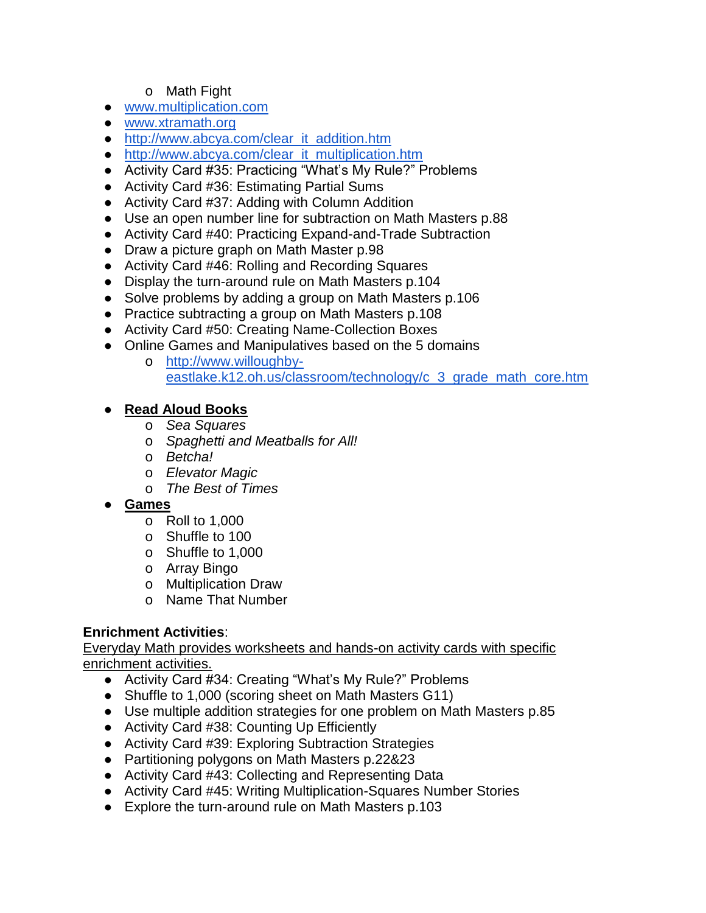- Math Fight
- www.multiplication.com
- www.xtramath.org
- http://www.abcya.com/clear_it_addition.htm
- http://www.abcya.com/clear_it_multiplication.htm
- Activity Card #35: Practicing "What's My Rule?" Problems
- Activity Card #36: Estimating Partial Sums
- Activity Card #37: Adding with Column Addition
- Use an open number line for subtraction on Math Masters p.88
- Activity Card #40: Practicing Expand-and-Trade Subtraction
- Draw a picture graph on Math Master p.98
- Activity Card #46: Rolling and Recording Squares
- Display the turn-around rule on Math Masters p.104
- Solve problems by adding a group on Math Masters p.106
- Practice subtracting a group on Math Masters p.108
- Activity Card #50: Creating Name-Collection Boxes
- Online Games and Manipulatives based on the 5 domains
  - http://www.willoughby-eastlake.k12.oh.us/classroom/technology/c_3_grade_math_core.htm

- **Read Aloud Books**
  - *Sea Squares*
  - *Spaghetti and Meatballs for All!*
  - *Betcha!*
  - *Elevator Magic*
  - *The Best of Times*
- **Games**
  - Roll to 1,000
  - Shuffle to 100
  - Shuffle to 1,000
  - Array Bingo
  - Multiplication Draw
  - Name That Number

**Enrichment Activities**:
Everyday Math provides worksheets and hands-on activity cards with specific enrichment activities.

- Activity Card #34: Creating "What's My Rule?" Problems
- Shuffle to 1,000 (scoring sheet on Math Masters G11)
- Use multiple addition strategies for one problem on Math Masters p.85
- Activity Card #38: Counting Up Efficiently
- Activity Card #39: Exploring Subtraction Strategies
- Partitioning polygons on Math Masters p.22&23
- Activity Card #43: Collecting and Representing Data
- Activity Card #45: Writing Multiplication-Squares Number Stories
- Explore the turn-around rule on Math Masters p.103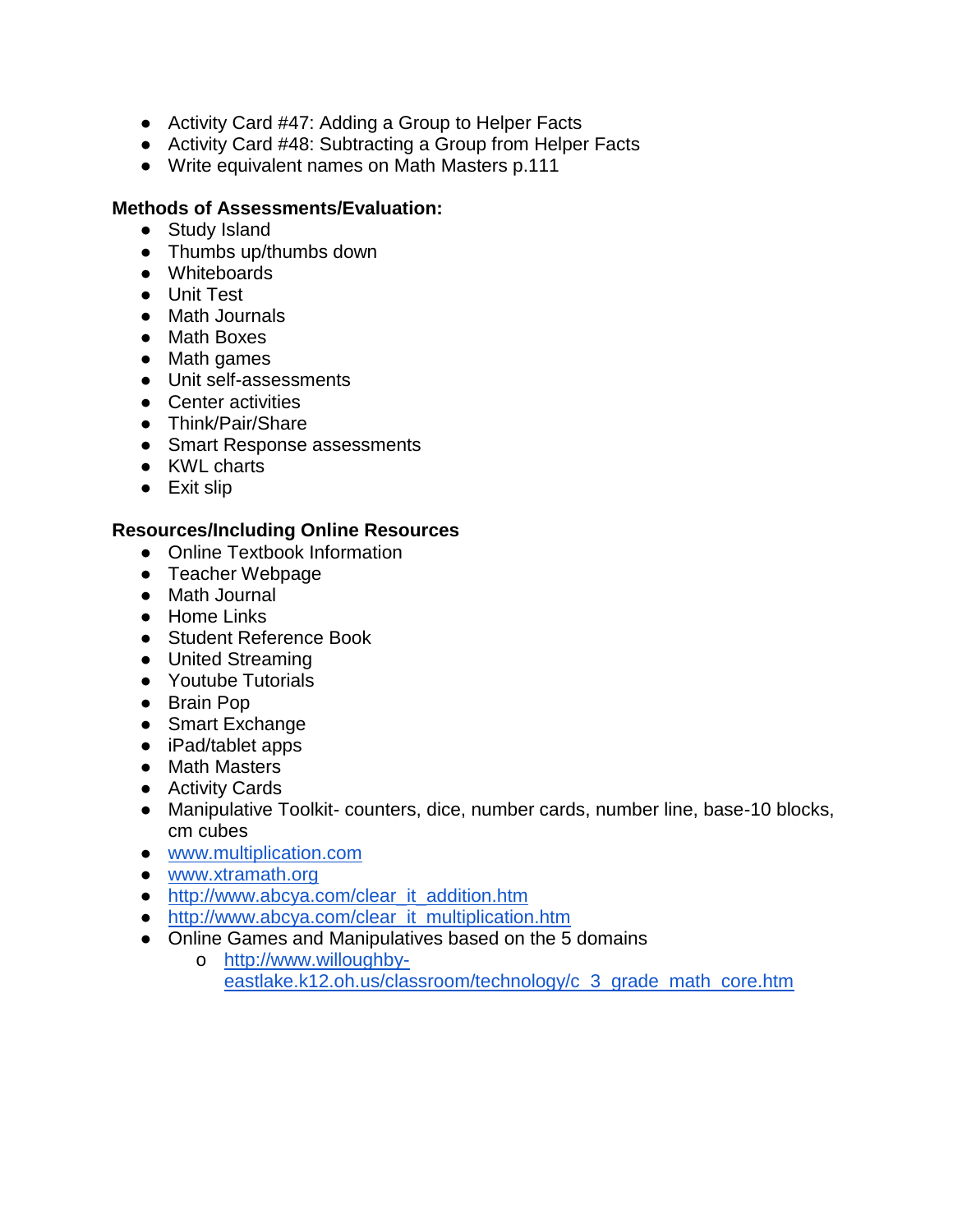- Activity Card #47: Adding a Group to Helper Facts
- Activity Card #48: Subtracting a Group from Helper Facts
- Write equivalent names on Math Masters p.111

**Methods of Assessments/Evaluation:**

- Study Island
- Thumbs up/thumbs down
- Whiteboards
- Unit Test
- Math Journals
- Math Boxes
- Math games
- Unit self-assessments
- Center activities
- Think/Pair/Share
- Smart Response assessments
- KWL charts
- Exit slip

**Resources/Including Online Resources**

- Online Textbook Information
- Teacher Webpage
- Math Journal
- Home Links
- Student Reference Book
- United Streaming
- Youtube Tutorials
- Brain Pop
- Smart Exchange
- iPad/tablet apps
- Math Masters
- Activity Cards
- Manipulative Toolkit- counters, dice, number cards, number line, base-10 blocks, cm cubes
- www.multiplication.com
- www.xtramath.org
- http://www.abcya.com/clear_it_addition.htm
- http://www.abcya.com/clear_it_multiplication.htm
- Online Games and Manipulatives based on the 5 domains
  - http://www.willoughby-eastlake.k12.oh.us/classroom/technology/c_3_grade_math_core.htm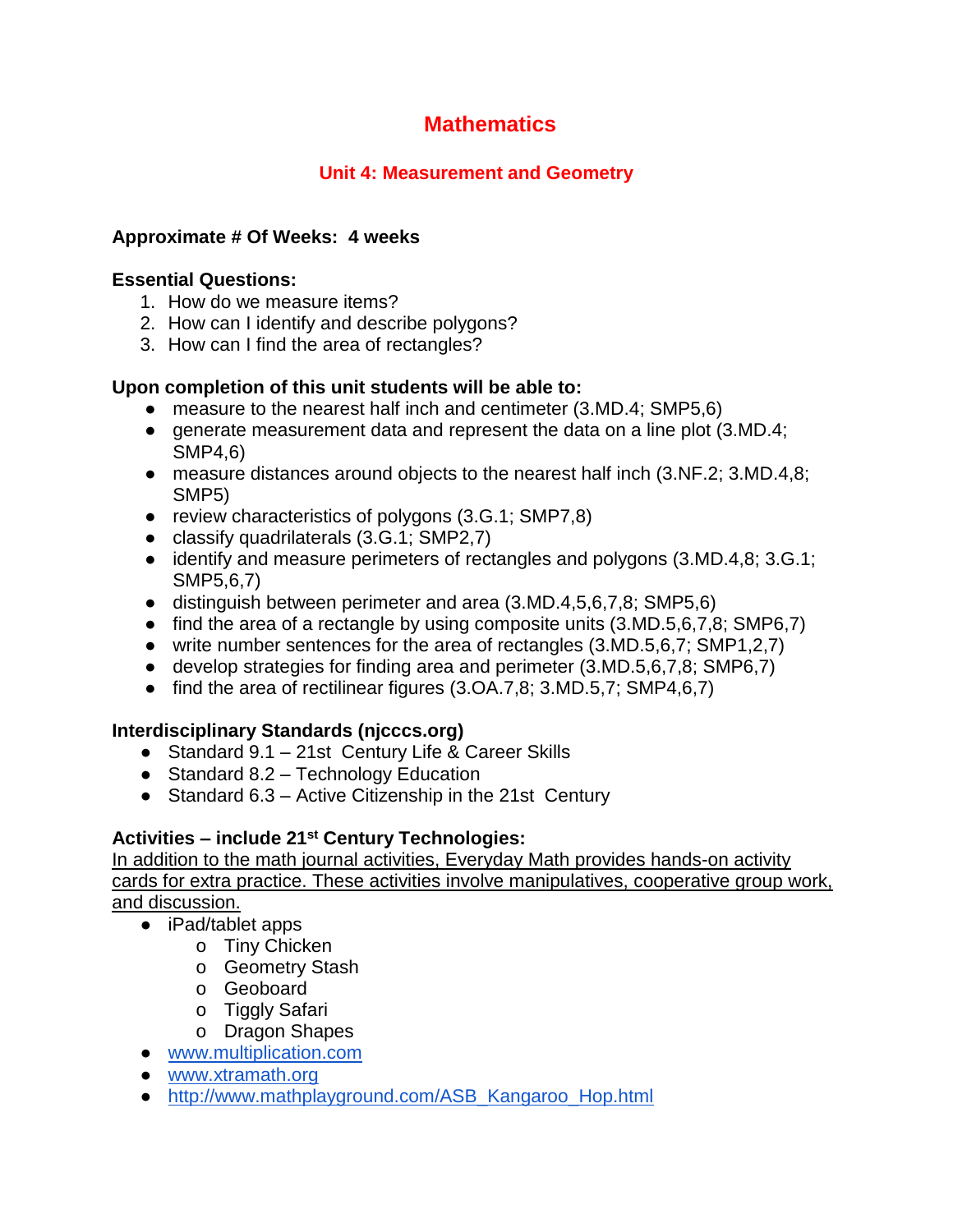# Mathematics

## Unit 4: Measurement and Geometry

**Approximate # Of Weeks: 4 weeks**

**Essential Questions:**

1. How do we measure items?
2. How can I identify and describe polygons?
3. How can I find the area of rectangles?

**Upon completion of this unit students will be able to:**

- measure to the nearest half inch and centimeter (3.MD.4; SMP5,6)
- generate measurement data and represent the data on a line plot (3.MD.4; SMP4,6)
- measure distances around objects to the nearest half inch (3.NF.2; 3.MD.4,8; SMP5)
- review characteristics of polygons (3.G.1; SMP7,8)
- classify quadrilaterals (3.G.1; SMP2,7)
- identify and measure perimeters of rectangles and polygons (3.MD.4,8; 3.G.1; SMP5,6,7)
- distinguish between perimeter and area (3.MD.4,5,6,7,8; SMP5,6)
- find the area of a rectangle by using composite units (3.MD.5,6,7,8; SMP6,7)
- write number sentences for the area of rectangles (3.MD.5,6,7; SMP1,2,7)
- develop strategies for finding area and perimeter (3.MD.5,6,7,8; SMP6,7)
- find the area of rectilinear figures (3.OA.7,8; 3.MD.5,7; SMP4,6,7)

**Interdisciplinary Standards (njcccs.org)**

- Standard 9.1 – 21st Century Life & Career Skills
- Standard 8.2 – Technology Education
- Standard 6.3 – Active Citizenship in the 21st Century

**Activities – include 21st Century Technologies:**

In addition to the math journal activities, Everyday Math provides hands-on activity cards for extra practice. These activities involve manipulatives, cooperative group work, and discussion.

- iPad/tablet apps
  - Tiny Chicken
  - Geometry Stash
  - Geoboard
  - Tiggly Safari
  - Dragon Shapes
- www.multiplication.com
- www.xtramath.org
- http://www.mathplayground.com/ASB_Kangaroo_Hop.html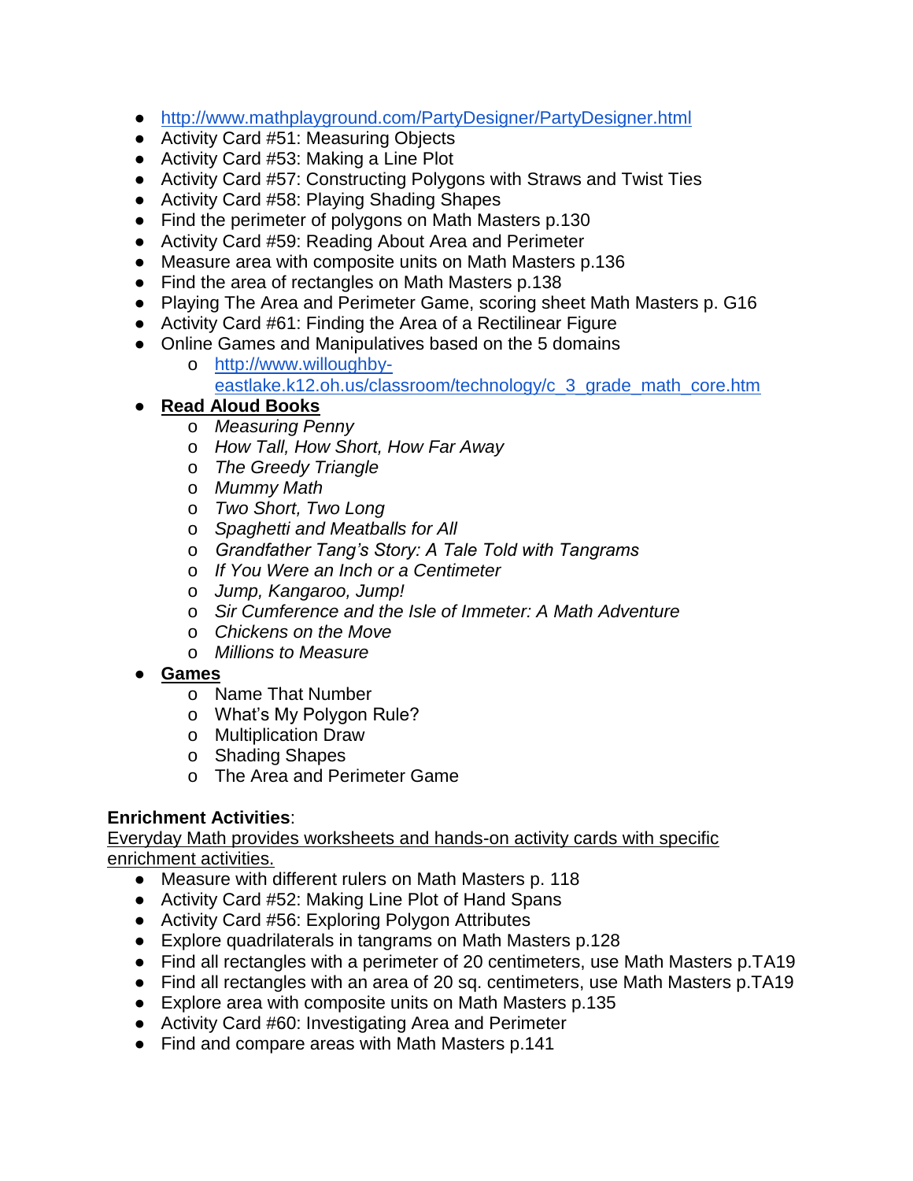- http://www.mathplayground.com/PartyDesigner/PartyDesigner.html
- Activity Card #51: Measuring Objects
- Activity Card #53: Making a Line Plot
- Activity Card #57: Constructing Polygons with Straws and Twist Ties
- Activity Card #58: Playing Shading Shapes
- Find the perimeter of polygons on Math Masters p.130
- Activity Card #59: Reading About Area and Perimeter
- Measure area with composite units on Math Masters p.136
- Find the area of rectangles on Math Masters p.138
- Playing The Area and Perimeter Game, scoring sheet Math Masters p. G16
- Activity Card #61: Finding the Area of a Rectilinear Figure
- Online Games and Manipulatives based on the 5 domains
    - http://www.willoughby-eastlake.k12.oh.us/classroom/technology/c_3_grade_math_core.htm
- **Read Aloud Books**
    - *Measuring Penny*
    - *How Tall, How Short, How Far Away*
    - *The Greedy Triangle*
    - *Mummy Math*
    - *Two Short, Two Long*
    - *Spaghetti and Meatballs for All*
    - *Grandfather Tang's Story: A Tale Told with Tangrams*
    - *If You Were an Inch or a Centimeter*
    - *Jump, Kangaroo, Jump!*
    - *Sir Cumference and the Isle of Immeter: A Math Adventure*
    - *Chickens on the Move*
    - *Millions to Measure*
- **Games**
    - Name That Number
    - What's My Polygon Rule?
    - Multiplication Draw
    - Shading Shapes
    - The Area and Perimeter Game

**Enrichment Activities**:

Everyday Math provides worksheets and hands-on activity cards with specific enrichment activities.

- Measure with different rulers on Math Masters p. 118
- Activity Card #52: Making Line Plot of Hand Spans
- Activity Card #56: Exploring Polygon Attributes
- Explore quadrilaterals in tangrams on Math Masters p.128
- Find all rectangles with a perimeter of 20 centimeters, use Math Masters p.TA19
- Find all rectangles with an area of 20 sq. centimeters, use Math Masters p.TA19
- Explore area with composite units on Math Masters p.135
- Activity Card #60: Investigating Area and Perimeter
- Find and compare areas with Math Masters p.141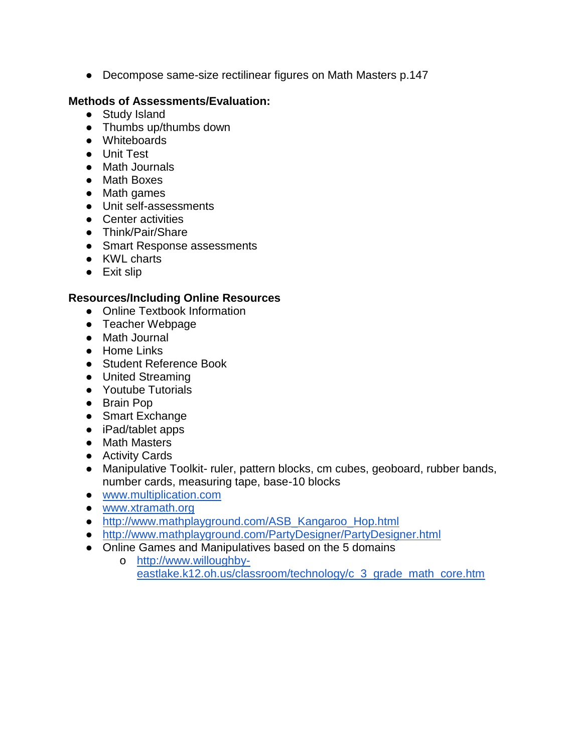- Decompose same-size rectilinear figures on Math Masters p.147

**Methods of Assessments/Evaluation:**

- Study Island
- Thumbs up/thumbs down
- Whiteboards
- Unit Test
- Math Journals
- Math Boxes
- Math games
- Unit self-assessments
- Center activities
- Think/Pair/Share
- Smart Response assessments
- KWL charts
- Exit slip

**Resources/Including Online Resources**

- Online Textbook Information
- Teacher Webpage
- Math Journal
- Home Links
- Student Reference Book
- United Streaming
- Youtube Tutorials
- Brain Pop
- Smart Exchange
- iPad/tablet apps
- Math Masters
- Activity Cards
- Manipulative Toolkit- ruler, pattern blocks, cm cubes, geoboard, rubber bands, number cards, measuring tape, base-10 blocks
- www.multiplication.com
- www.xtramath.org
- http://www.mathplayground.com/ASB_Kangaroo_Hop.html
- http://www.mathplayground.com/PartyDesigner/PartyDesigner.html
- Online Games and Manipulatives based on the 5 domains
    - http://www.willoughby-eastlake.k12.oh.us/classroom/technology/c_3_grade_math_core.htm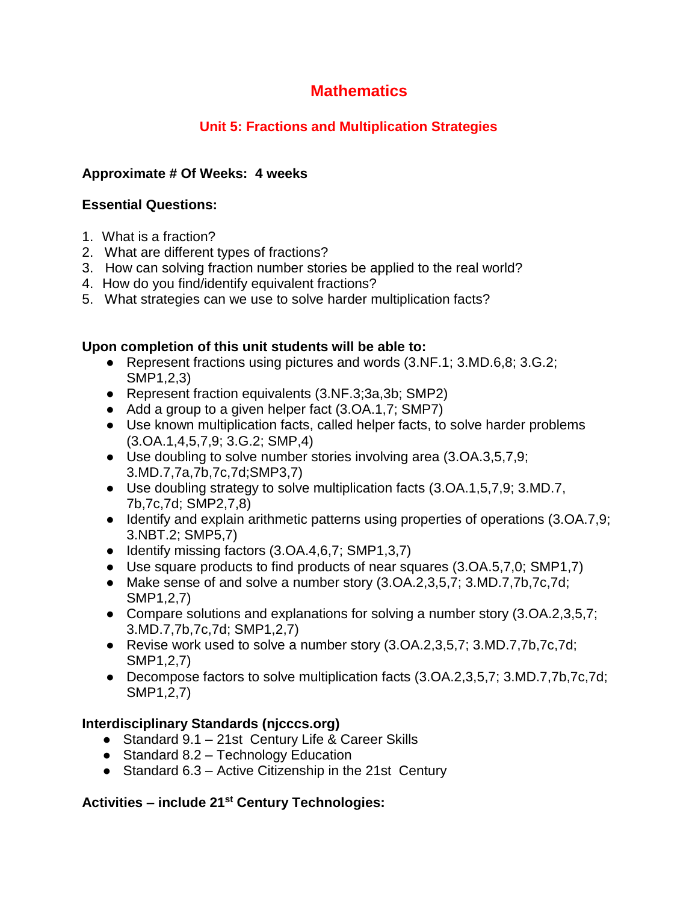# Mathematics

## Unit 5: Fractions and Multiplication Strategies

**Approximate # Of Weeks: 4 weeks**

**Essential Questions:**

1. What is a fraction?
2. What are different types of fractions?
3. How can solving fraction number stories be applied to the real world?
4. How do you find/identify equivalent fractions?
5. What strategies can we use to solve harder multiplication facts?

**Upon completion of this unit students will be able to:**

- Represent fractions using pictures and words (3.NF.1; 3.MD.6,8; 3.G.2; SMP1,2,3)
- Represent fraction equivalents (3.NF.3;3a,3b; SMP2)
- Add a group to a given helper fact (3.OA.1,7; SMP7)
- Use known multiplication facts, called helper facts, to solve harder problems (3.OA.1,4,5,7,9; 3.G.2; SMP,4)
- Use doubling to solve number stories involving area (3.OA.3,5,7,9; 3.MD.7,7a,7b,7c,7d;SMP3,7)
- Use doubling strategy to solve multiplication facts (3.OA.1,5,7,9; 3.MD.7, 7b,7c,7d; SMP2,7,8)
- Identify and explain arithmetic patterns using properties of operations (3.OA.7,9; 3.NBT.2; SMP5,7)
- Identify missing factors (3.OA.4,6,7; SMP1,3,7)
- Use square products to find products of near squares (3.OA.5,7,0; SMP1,7)
- Make sense of and solve a number story (3.OA.2,3,5,7; 3.MD.7,7b,7c,7d; SMP1,2,7)
- Compare solutions and explanations for solving a number story (3.OA.2,3,5,7; 3.MD.7,7b,7c,7d; SMP1,2,7)
- Revise work used to solve a number story (3.OA.2,3,5,7; 3.MD.7,7b,7c,7d; SMP1,2,7)
- Decompose factors to solve multiplication facts (3.OA.2,3,5,7; 3.MD.7,7b,7c,7d; SMP1,2,7)

**Interdisciplinary Standards (njcccs.org)**

- Standard 9.1 – 21st Century Life & Career Skills
- Standard 8.2 – Technology Education
- Standard 6.3 – Active Citizenship in the 21st Century

**Activities – include 21st Century Technologies:**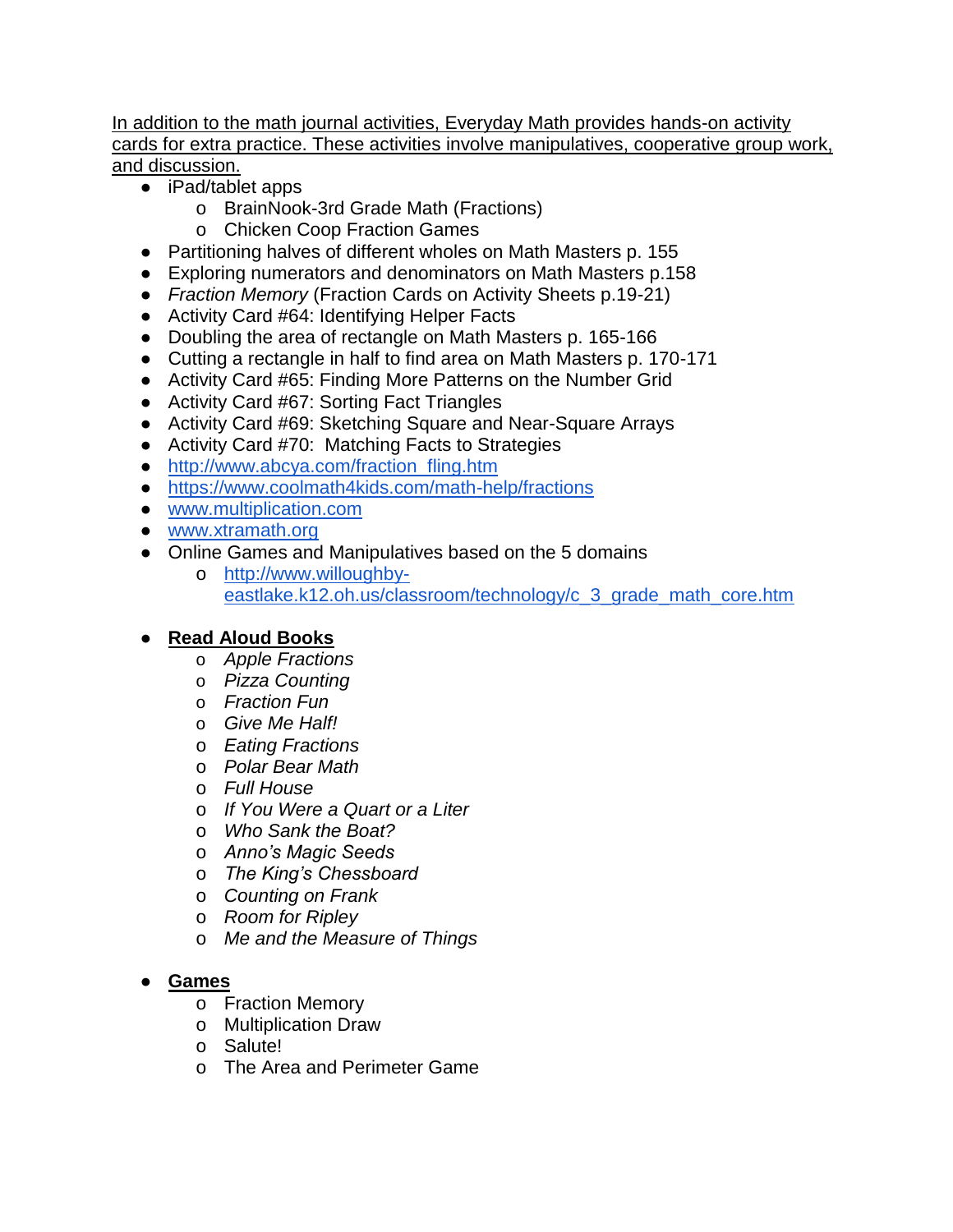In addition to the math journal activities, Everyday Math provides hands-on activity cards for extra practice. These activities involve manipulatives, cooperative group work, and discussion.

- iPad/tablet apps
  - BrainNook-3rd Grade Math (Fractions)
  - Chicken Coop Fraction Games
- Partitioning halves of different wholes on Math Masters p. 155
- Exploring numerators and denominators on Math Masters p.158
- *Fraction Memory* (Fraction Cards on Activity Sheets p.19-21)
- Activity Card #64: Identifying Helper Facts
- Doubling the area of rectangle on Math Masters p. 165-166
- Cutting a rectangle in half to find area on Math Masters p. 170-171
- Activity Card #65: Finding More Patterns on the Number Grid
- Activity Card #67: Sorting Fact Triangles
- Activity Card #69: Sketching Square and Near-Square Arrays
- Activity Card #70: Matching Facts to Strategies
- http://www.abcya.com/fraction_fling.htm
- https://www.coolmath4kids.com/math-help/fractions
- www.multiplication.com
- www.xtramath.org
- Online Games and Manipulatives based on the 5 domains
  - http://www.willoughby-eastlake.k12.oh.us/classroom/technology/c_3_grade_math_core.htm

- **Read Aloud Books**
  - *Apple Fractions*
  - *Pizza Counting*
  - *Fraction Fun*
  - *Give Me Half!*
  - *Eating Fractions*
  - *Polar Bear Math*
  - *Full House*
  - *If You Were a Quart or a Liter*
  - *Who Sank the Boat?*
  - *Anno's Magic Seeds*
  - *The King's Chessboard*
  - *Counting on Frank*
  - *Room for Ripley*
  - *Me and the Measure of Things*

- **Games**
  - Fraction Memory
  - Multiplication Draw
  - Salute!
  - The Area and Perimeter Game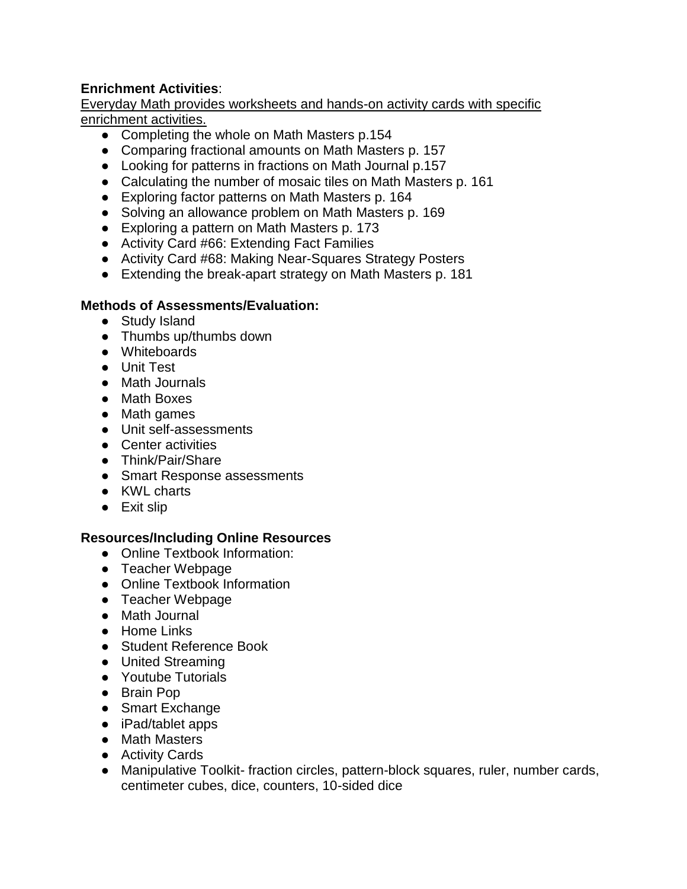**Enrichment Activities**:

Everyday Math provides worksheets and hands-on activity cards with specific enrichment activities.

- Completing the whole on Math Masters p.154
- Comparing fractional amounts on Math Masters p. 157
- Looking for patterns in fractions on Math Journal p.157
- Calculating the number of mosaic tiles on Math Masters p. 161
- Exploring factor patterns on Math Masters p. 164
- Solving an allowance problem on Math Masters p. 169
- Exploring a pattern on Math Masters p. 173
- Activity Card #66: Extending Fact Families
- Activity Card #68: Making Near-Squares Strategy Posters
- Extending the break-apart strategy on Math Masters p. 181

**Methods of Assessments/Evaluation:**

- Study Island
- Thumbs up/thumbs down
- Whiteboards
- Unit Test
- Math Journals
- Math Boxes
- Math games
- Unit self-assessments
- Center activities
- Think/Pair/Share
- Smart Response assessments
- KWL charts
- Exit slip

**Resources/Including Online Resources**

- Online Textbook Information:
- Teacher Webpage
- Online Textbook Information
- Teacher Webpage
- Math Journal
- Home Links
- Student Reference Book
- United Streaming
- Youtube Tutorials
- Brain Pop
- Smart Exchange
- iPad/tablet apps
- Math Masters
- Activity Cards
- Manipulative Toolkit- fraction circles, pattern-block squares, ruler, number cards, centimeter cubes, dice, counters, 10-sided dice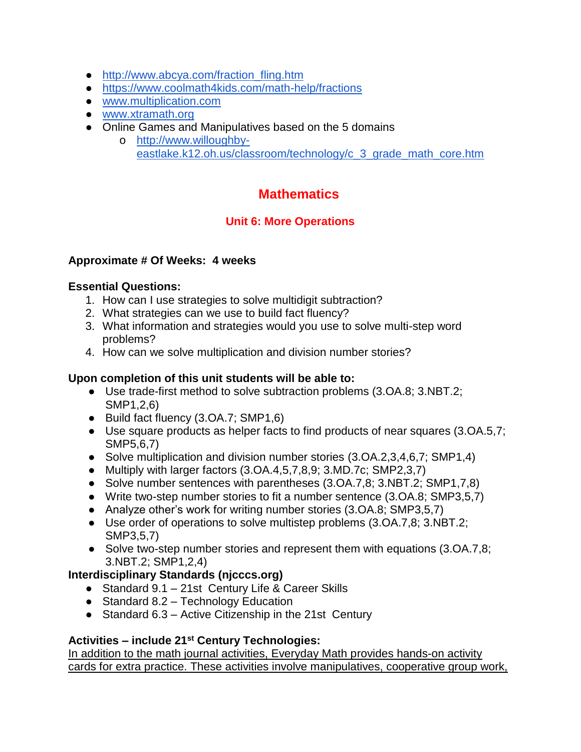- http://www.abcya.com/fraction_fling.htm
- https://www.coolmath4kids.com/math-help/fractions
- www.multiplication.com
- www.xtramath.org
- Online Games and Manipulatives based on the 5 domains
    - http://www.willoughby-eastlake.k12.oh.us/classroom/technology/c_3_grade_math_core.htm

# Mathematics

## Unit 6: More Operations

**Approximate # Of Weeks: 4 weeks**

**Essential Questions:**

1. How can I use strategies to solve multidigit subtraction?
2. What strategies can we use to build fact fluency?
3. What information and strategies would you use to solve multi-step word problems?
4. How can we solve multiplication and division number stories?

**Upon completion of this unit students will be able to:**

- Use trade-first method to solve subtraction problems (3.OA.8; 3.NBT.2; SMP1,2,6)
- Build fact fluency (3.OA.7; SMP1,6)
- Use square products as helper facts to find products of near squares (3.OA.5,7; SMP5,6,7)
- Solve multiplication and division number stories (3.OA.2,3,4,6,7; SMP1,4)
- Multiply with larger factors (3.OA.4,5,7,8,9; 3.MD.7c; SMP2,3,7)
- Solve number sentences with parentheses (3.OA.7,8; 3.NBT.2; SMP1,7,8)
- Write two-step number stories to fit a number sentence (3.OA.8; SMP3,5,7)
- Analyze other's work for writing number stories (3.OA.8; SMP3,5,7)
- Use order of operations to solve multistep problems (3.OA.7,8; 3.NBT.2; SMP3,5,7)
- Solve two-step number stories and represent them with equations (3.OA.7,8; 3.NBT.2; SMP1,2,4)

**Interdisciplinary Standards (njcccs.org)**

- Standard 9.1 – 21st Century Life & Career Skills
- Standard 8.2 – Technology Education
- Standard 6.3 – Active Citizenship in the 21st Century

**Activities – include 21st Century Technologies:**

In addition to the math journal activities, Everyday Math provides hands-on activity cards for extra practice. These activities involve manipulatives, cooperative group work,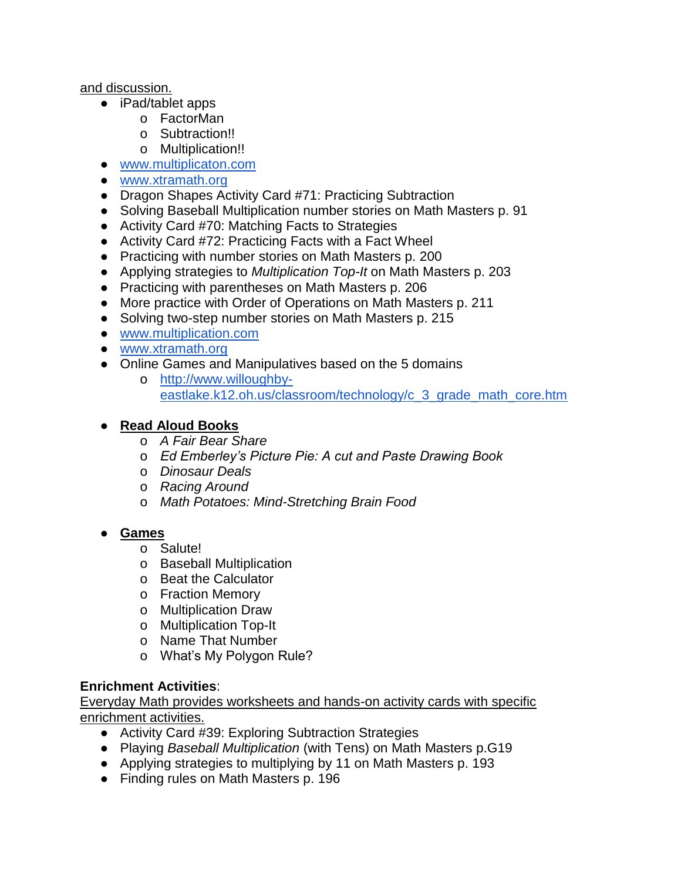and discussion.

- iPad/tablet apps
    - FactorMan
    - Subtraction!!
    - Multiplication!!
- www.multiplicaton.com
- www.xtramath.org
- Dragon Shapes Activity Card #71: Practicing Subtraction
- Solving Baseball Multiplication number stories on Math Masters p. 91
- Activity Card #70: Matching Facts to Strategies
- Activity Card #72: Practicing Facts with a Fact Wheel
- Practicing with number stories on Math Masters p. 200
- Applying strategies to *Multiplication Top-It* on Math Masters p. 203
- Practicing with parentheses on Math Masters p. 206
- More practice with Order of Operations on Math Masters p. 211
- Solving two-step number stories on Math Masters p. 215
- www.multiplication.com
- www.xtramath.org
- Online Games and Manipulatives based on the 5 domains
    - http://www.willoughby-eastlake.k12.oh.us/classroom/technology/c_3_grade_math_core.htm

- **Read Aloud Books**
    - *A Fair Bear Share*
    - *Ed Emberley's Picture Pie: A cut and Paste Drawing Book*
    - *Dinosaur Deals*
    - *Racing Around*
    - *Math Potatoes: Mind-Stretching Brain Food*

- **Games**
    - Salute!
    - Baseball Multiplication
    - Beat the Calculator
    - Fraction Memory
    - Multiplication Draw
    - Multiplication Top-It
    - Name That Number
    - What's My Polygon Rule?

**Enrichment Activities**:
Everyday Math provides worksheets and hands-on activity cards with specific enrichment activities.

- Activity Card #39: Exploring Subtraction Strategies
- Playing *Baseball Multiplication* (with Tens) on Math Masters p.G19
- Applying strategies to multiplying by 11 on Math Masters p. 193
- Finding rules on Math Masters p. 196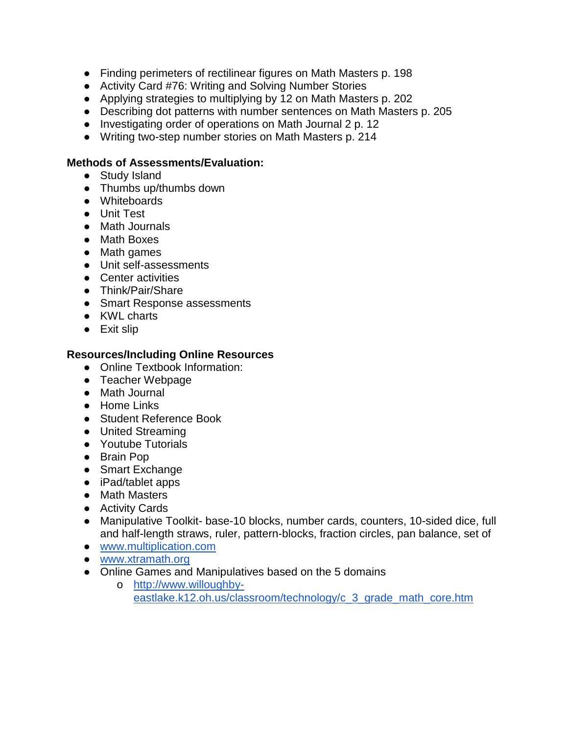- Finding perimeters of rectilinear figures on Math Masters p. 198
- Activity Card #76: Writing and Solving Number Stories
- Applying strategies to multiplying by 12 on Math Masters p. 202
- Describing dot patterns with number sentences on Math Masters p. 205
- Investigating order of operations on Math Journal 2 p. 12
- Writing two-step number stories on Math Masters p. 214

**Methods of Assessments/Evaluation:**

- Study Island
- Thumbs up/thumbs down
- Whiteboards
- Unit Test
- Math Journals
- Math Boxes
- Math games
- Unit self-assessments
- Center activities
- Think/Pair/Share
- Smart Response assessments
- KWL charts
- Exit slip

**Resources/Including Online Resources**

- Online Textbook Information:
- Teacher Webpage
- Math Journal
- Home Links
- Student Reference Book
- United Streaming
- Youtube Tutorials
- Brain Pop
- Smart Exchange
- iPad/tablet apps
- Math Masters
- Activity Cards
- Manipulative Toolkit- base-10 blocks, number cards, counters, 10-sided dice, full and half-length straws, ruler, pattern-blocks, fraction circles, pan balance, set of
- [www.multiplication.com](http://www.multiplication.com)
- [www.xtramath.org](http://www.xtramath.org)
- Online Games and Manipulatives based on the 5 domains
  - [http://www.willoughby-eastlake.k12.oh.us/classroom/technology/c_3_grade_math_core.htm](http://www.willoughby-eastlake.k12.oh.us/classroom/technology/c_3_grade_math_core.htm)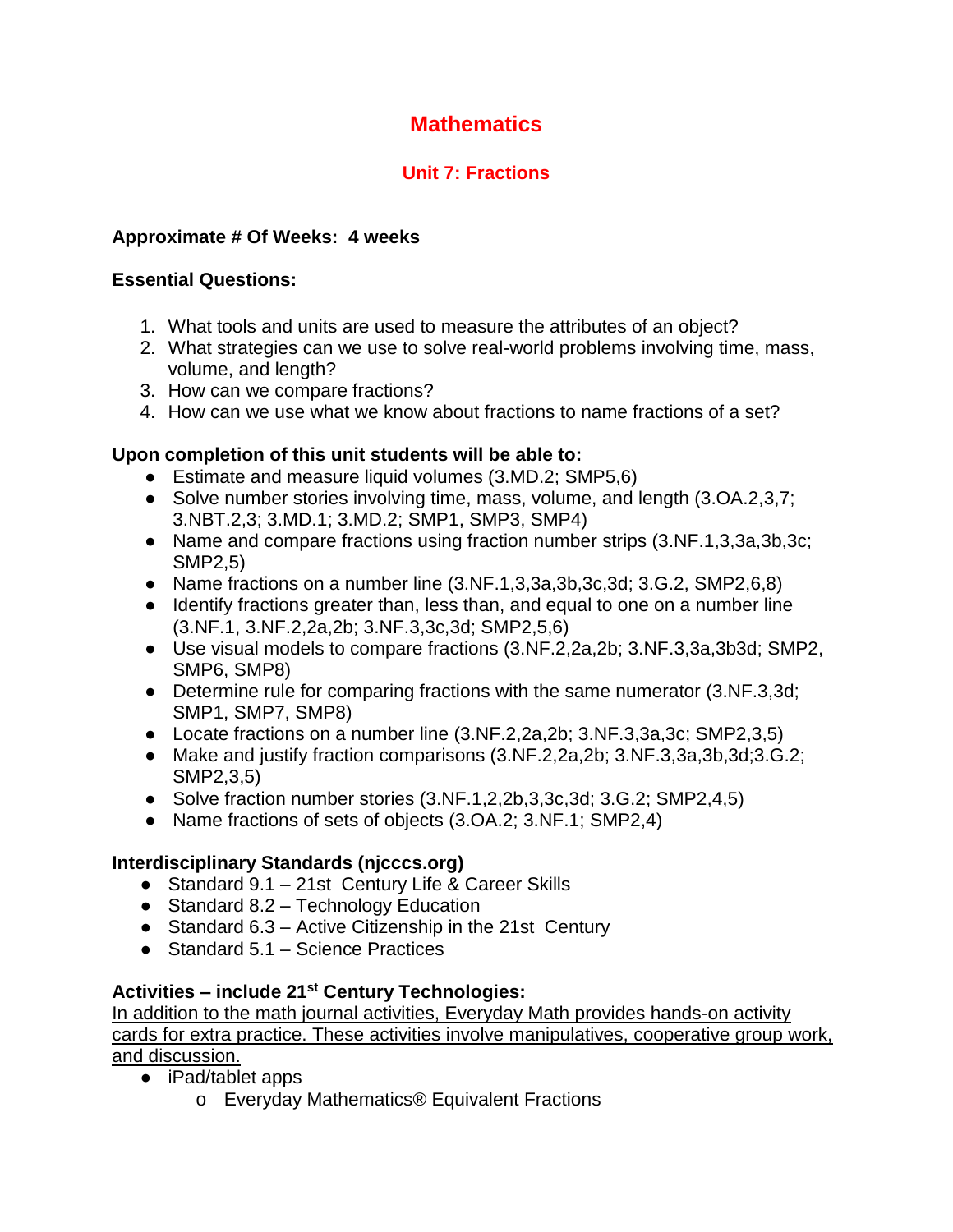# Mathematics

## Unit 7: Fractions

**Approximate # Of Weeks: 4 weeks**

**Essential Questions:**

1. What tools and units are used to measure the attributes of an object?
2. What strategies can we use to solve real-world problems involving time, mass, volume, and length?
3. How can we compare fractions?
4. How can we use what we know about fractions to name fractions of a set?

**Upon completion of this unit students will be able to:**

- Estimate and measure liquid volumes (3.MD.2; SMP5,6)
- Solve number stories involving time, mass, volume, and length (3.OA.2,3,7; 3.NBT.2,3; 3.MD.1; 3.MD.2; SMP1, SMP3, SMP4)
- Name and compare fractions using fraction number strips (3.NF.1,3,3a,3b,3c; SMP2,5)
- Name fractions on a number line (3.NF.1,3,3a,3b,3c,3d; 3.G.2, SMP2,6,8)
- Identify fractions greater than, less than, and equal to one on a number line (3.NF.1, 3.NF.2,2a,2b; 3.NF.3,3c,3d; SMP2,5,6)
- Use visual models to compare fractions (3.NF.2,2a,2b; 3.NF.3,3a,3b3d; SMP2, SMP6, SMP8)
- Determine rule for comparing fractions with the same numerator (3.NF.3,3d; SMP1, SMP7, SMP8)
- Locate fractions on a number line (3.NF.2,2a,2b; 3.NF.3,3a,3c; SMP2,3,5)
- Make and justify fraction comparisons (3.NF.2,2a,2b; 3.NF.3,3a,3b,3d;3.G.2; SMP2,3,5)
- Solve fraction number stories (3.NF.1,2,2b,3,3c,3d; 3.G.2; SMP2,4,5)
- Name fractions of sets of objects (3.OA.2; 3.NF.1; SMP2,4)

**Interdisciplinary Standards (njcccs.org)**

- Standard 9.1 – 21st Century Life & Career Skills
- Standard 8.2 – Technology Education
- Standard 6.3 – Active Citizenship in the 21st Century
- Standard 5.1 – Science Practices

**Activities – include 21st Century Technologies:**

In addition to the math journal activities, Everyday Math provides hands-on activity cards for extra practice. These activities involve manipulatives, cooperative group work, and discussion.

- iPad/tablet apps
    - Everyday Mathematics® Equivalent Fractions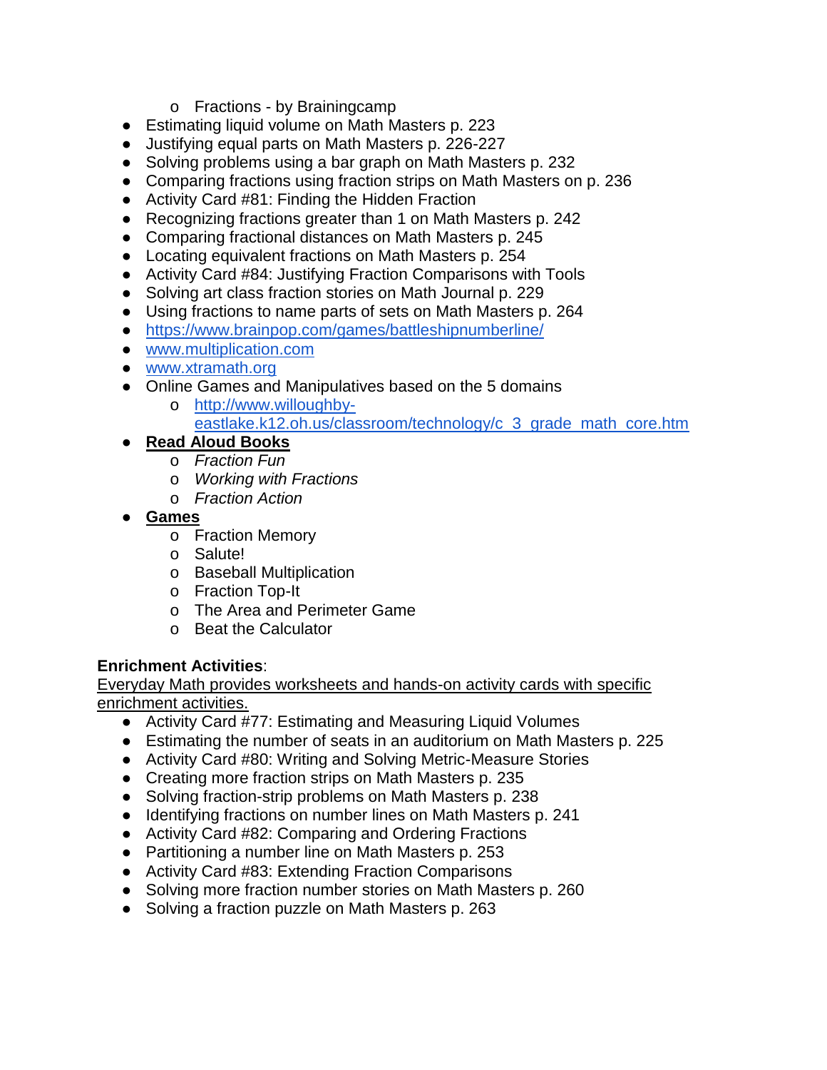- Fractions - by Brainingcamp
- Estimating liquid volume on Math Masters p. 223
- Justifying equal parts on Math Masters p. 226-227
- Solving problems using a bar graph on Math Masters p. 232
- Comparing fractions using fraction strips on Math Masters on p. 236
- Activity Card #81: Finding the Hidden Fraction
- Recognizing fractions greater than 1 on Math Masters p. 242
- Comparing fractional distances on Math Masters p. 245
- Locating equivalent fractions on Math Masters p. 254
- Activity Card #84: Justifying Fraction Comparisons with Tools
- Solving art class fraction stories on Math Journal p. 229
- Using fractions to name parts of sets on Math Masters p. 264
- https://www.brainpop.com/games/battleshipnumberline/
- www.multiplication.com
- www.xtramath.org
- Online Games and Manipulatives based on the 5 domains
  - http://www.willoughby-eastlake.k12.oh.us/classroom/technology/c_3_grade_math_core.htm
- **Read Aloud Books**
  - *Fraction Fun*
  - *Working with Fractions*
  - *Fraction Action*
- **Games**
  - Fraction Memory
  - Salute!
  - Baseball Multiplication
  - Fraction Top-It
  - The Area and Perimeter Game
  - Beat the Calculator

**Enrichment Activities**:
Everyday Math provides worksheets and hands-on activity cards with specific enrichment activities.

- Activity Card #77: Estimating and Measuring Liquid Volumes
- Estimating the number of seats in an auditorium on Math Masters p. 225
- Activity Card #80: Writing and Solving Metric-Measure Stories
- Creating more fraction strips on Math Masters p. 235
- Solving fraction-strip problems on Math Masters p. 238
- Identifying fractions on number lines on Math Masters p. 241
- Activity Card #82: Comparing and Ordering Fractions
- Partitioning a number line on Math Masters p. 253
- Activity Card #83: Extending Fraction Comparisons
- Solving more fraction number stories on Math Masters p. 260
- Solving a fraction puzzle on Math Masters p. 263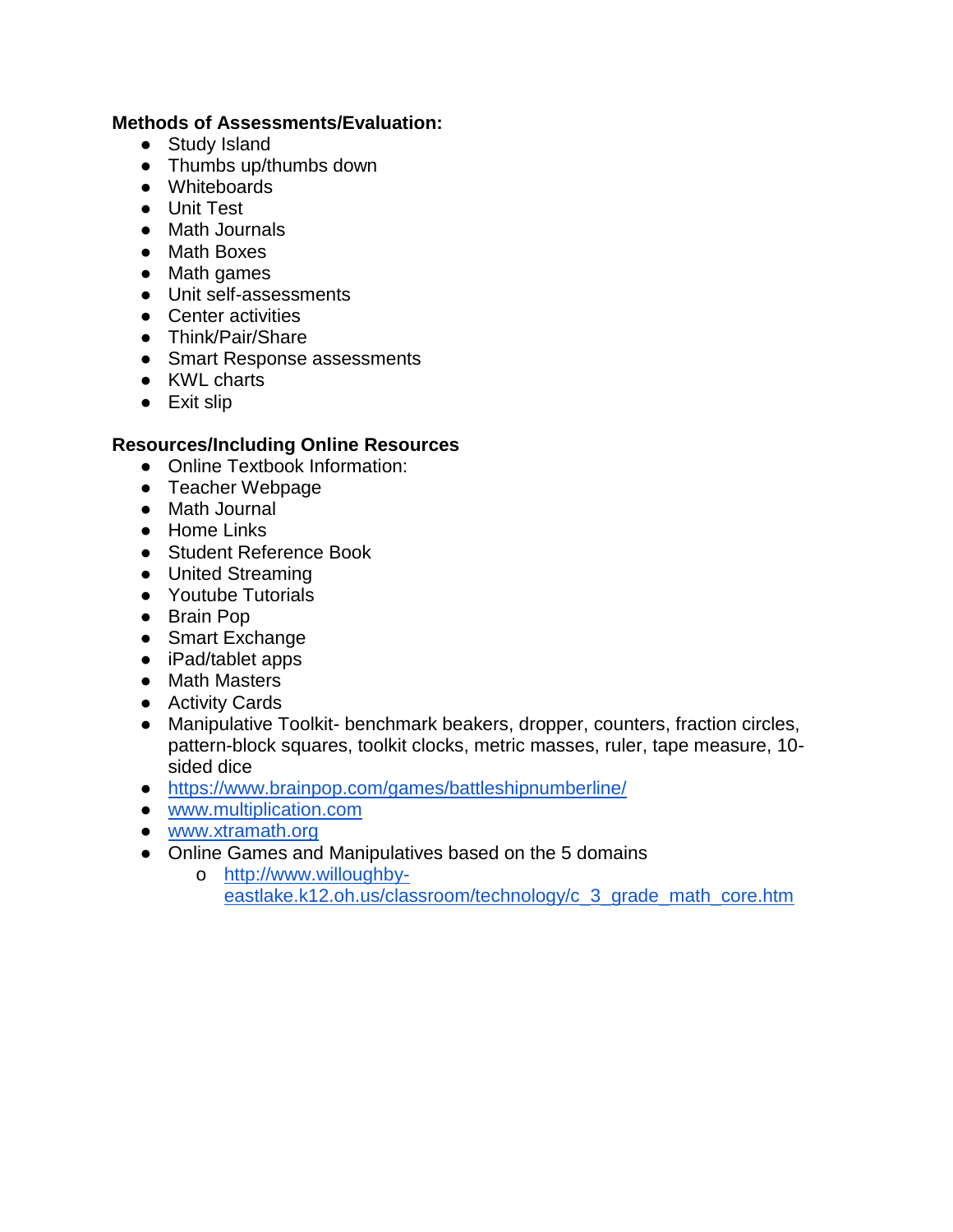**Methods of Assessments/Evaluation:**

- Study Island
- Thumbs up/thumbs down
- Whiteboards
- Unit Test
- Math Journals
- Math Boxes
- Math games
- Unit self-assessments
- Center activities
- Think/Pair/Share
- Smart Response assessments
- KWL charts
- Exit slip

**Resources/Including Online Resources**

- Online Textbook Information:
- Teacher Webpage
- Math Journal
- Home Links
- Student Reference Book
- United Streaming
- Youtube Tutorials
- Brain Pop
- Smart Exchange
- iPad/tablet apps
- Math Masters
- Activity Cards
- Manipulative Toolkit- benchmark beakers, dropper, counters, fraction circles, pattern-block squares, toolkit clocks, metric masses, ruler, tape measure, 10-sided dice
- [https://www.brainpop.com/games/battleshipnumberline/](https://www.brainpop.com/games/battleshipnumberline/)
- [www.multiplication.com](http://www.multiplication.com)
- [www.xtramath.org](http://www.xtramath.org)
- Online Games and Manipulatives based on the 5 domains
  - [http://www.willoughby-eastlake.k12.oh.us/classroom/technology/c_3_grade_math_core.htm](http://www.willoughby-eastlake.k12.oh.us/classroom/technology/c_3_grade_math_core.htm)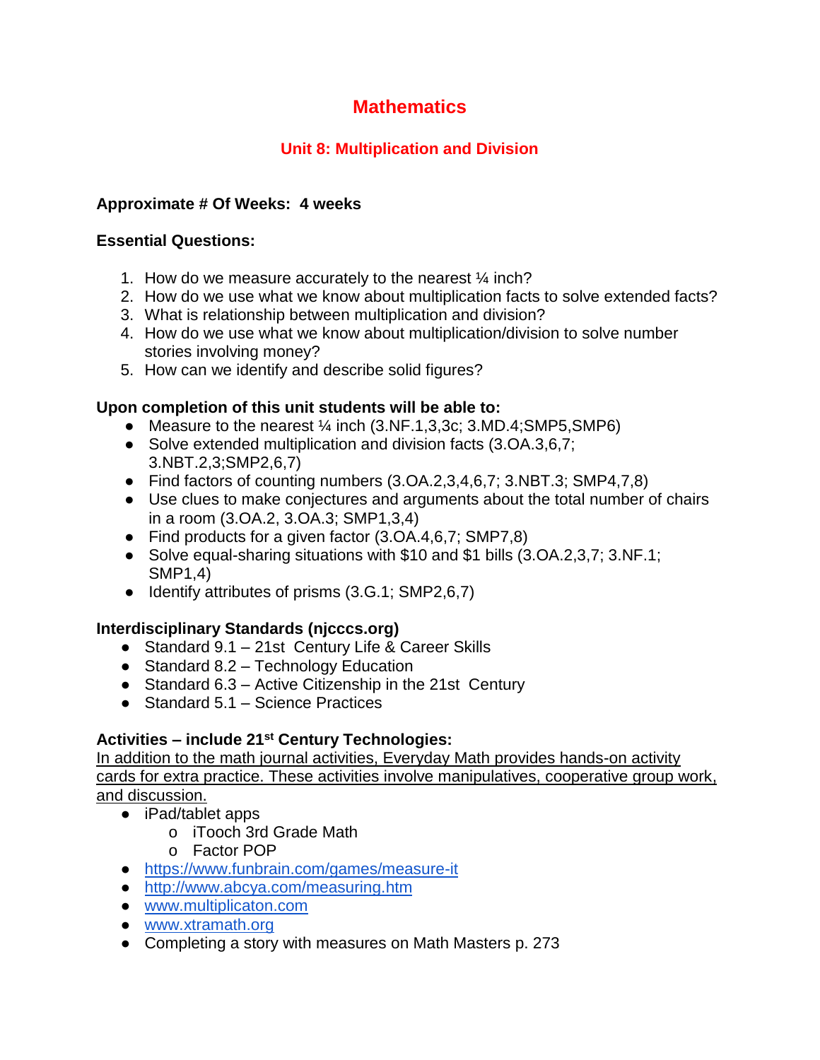# Mathematics

## Unit 8: Multiplication and Division

**Approximate # Of Weeks: 4 weeks**

**Essential Questions:**

1. How do we measure accurately to the nearest ¼ inch?
2. How do we use what we know about multiplication facts to solve extended facts?
3. What is relationship between multiplication and division?
4. How do we use what we know about multiplication/division to solve number stories involving money?
5. How can we identify and describe solid figures?

**Upon completion of this unit students will be able to:**

- Measure to the nearest ¼ inch (3.NF.1,3,3c; 3.MD.4;SMP5,SMP6)
- Solve extended multiplication and division facts (3.OA.3,6,7; 3.NBT.2,3;SMP2,6,7)
- Find factors of counting numbers (3.OA.2,3,4,6,7; 3.NBT.3; SMP4,7,8)
- Use clues to make conjectures and arguments about the total number of chairs in a room (3.OA.2, 3.OA.3; SMP1,3,4)
- Find products for a given factor (3.OA.4,6,7; SMP7,8)
- Solve equal-sharing situations with $10 and $1 bills (3.OA.2,3,7; 3.NF.1; SMP1,4)
- Identify attributes of prisms (3.G.1; SMP2,6,7)

**Interdisciplinary Standards (njcccs.org)**

- Standard 9.1 – 21st Century Life & Career Skills
- Standard 8.2 – Technology Education
- Standard 6.3 – Active Citizenship in the 21st Century
- Standard 5.1 – Science Practices

**Activities – include 21st Century Technologies:**

In addition to the math journal activities, Everyday Math provides hands-on activity cards for extra practice. These activities involve manipulatives, cooperative group work, and discussion.

- iPad/tablet apps
  - iTooch 3rd Grade Math
  - Factor POP
- https://www.funbrain.com/games/measure-it
- http://www.abcya.com/measuring.htm
- www.multiplicaton.com
- www.xtramath.org
- Completing a story with measures on Math Masters p. 273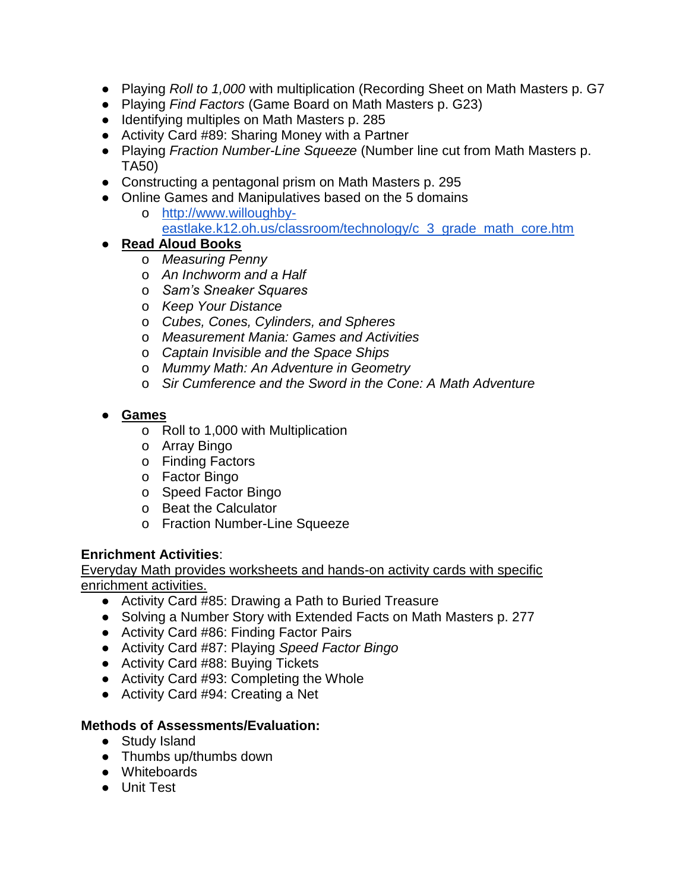- Playing *Roll to 1,000* with multiplication (Recording Sheet on Math Masters p. G7
- Playing *Find Factors* (Game Board on Math Masters p. G23)
- Identifying multiples on Math Masters p. 285
- Activity Card #89: Sharing Money with a Partner
- Playing *Fraction Number-Line Squeeze* (Number line cut from Math Masters p. TA50)
- Constructing a pentagonal prism on Math Masters p. 295
- Online Games and Manipulatives based on the 5 domains
  - [http://www.willoughby-eastlake.k12.oh.us/classroom/technology/c_3_grade_math_core.htm](http://www.willoughby-eastlake.k12.oh.us/classroom/technology/c_3_grade_math_core.htm)
- **Read Aloud Books**
  - *Measuring Penny*
  - *An Inchworm and a Half*
  - *Sam's Sneaker Squares*
  - *Keep Your Distance*
  - *Cubes, Cones, Cylinders, and Spheres*
  - *Measurement Mania: Games and Activities*
  - *Captain Invisible and the Space Ships*
  - *Mummy Math: An Adventure in Geometry*
  - *Sir Cumference and the Sword in the Cone: A Math Adventure*

- **Games**
  - Roll to 1,000 with Multiplication
  - Array Bingo
  - Finding Factors
  - Factor Bingo
  - Speed Factor Bingo
  - Beat the Calculator
  - Fraction Number-Line Squeeze

**Enrichment Activities**:

Everyday Math provides worksheets and hands-on activity cards with specific enrichment activities.

- Activity Card #85: Drawing a Path to Buried Treasure
- Solving a Number Story with Extended Facts on Math Masters p. 277
- Activity Card #86: Finding Factor Pairs
- Activity Card #87: Playing *Speed Factor Bingo*
- Activity Card #88: Buying Tickets
- Activity Card #93: Completing the Whole
- Activity Card #94: Creating a Net

**Methods of Assessments/Evaluation:**

- Study Island
- Thumbs up/thumbs down
- Whiteboards
- Unit Test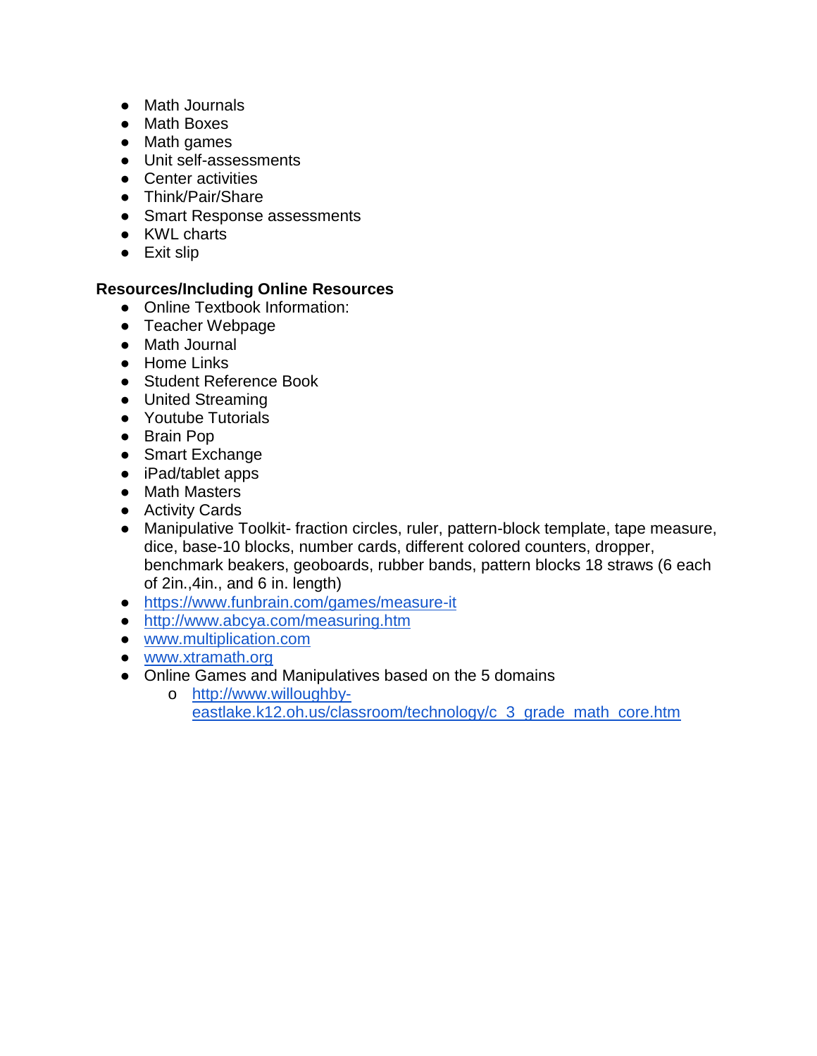- Math Journals
- Math Boxes
- Math games
- Unit self-assessments
- Center activities
- Think/Pair/Share
- Smart Response assessments
- KWL charts
- Exit slip

**Resources/Including Online Resources**

- Online Textbook Information:
- Teacher Webpage
- Math Journal
- Home Links
- Student Reference Book
- United Streaming
- Youtube Tutorials
- Brain Pop
- Smart Exchange
- iPad/tablet apps
- Math Masters
- Activity Cards
- Manipulative Toolkit- fraction circles, ruler, pattern-block template, tape measure, dice, base-10 blocks, number cards, different colored counters, dropper, benchmark beakers, geoboards, rubber bands, pattern blocks 18 straws (6 each of 2in.,4in., and 6 in. length)
- https://www.funbrain.com/games/measure-it
- http://www.abcya.com/measuring.htm
- www.multiplication.com
- www.xtramath.org
- Online Games and Manipulatives based on the 5 domains
  - http://www.willoughby-eastlake.k12.oh.us/classroom/technology/c_3_grade_math_core.htm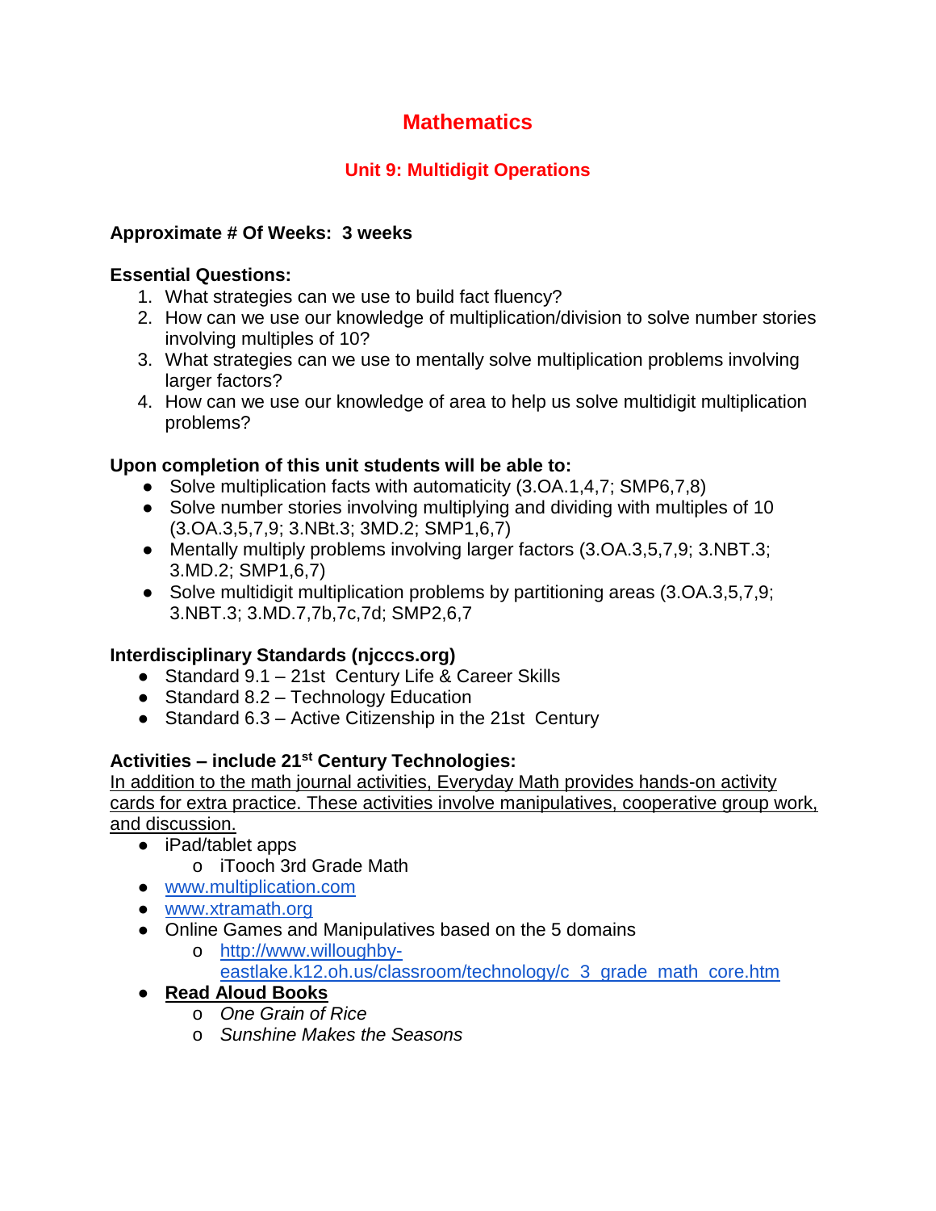# Mathematics

## Unit 9: Multidigit Operations

**Approximate # Of Weeks: 3 weeks**

**Essential Questions:**

1. What strategies can we use to build fact fluency?
2. How can we use our knowledge of multiplication/division to solve number stories involving multiples of 10?
3. What strategies can we use to mentally solve multiplication problems involving larger factors?
4. How can we use our knowledge of area to help us solve multidigit multiplication problems?

**Upon completion of this unit students will be able to:**

- Solve multiplication facts with automaticity (3.OA.1,4,7; SMP6,7,8)
- Solve number stories involving multiplying and dividing with multiples of 10 (3.OA.3,5,7,9; 3.NBt.3; 3MD.2; SMP1,6,7)
- Mentally multiply problems involving larger factors (3.OA.3,5,7,9; 3.NBT.3; 3.MD.2; SMP1,6,7)
- Solve multidigit multiplication problems by partitioning areas (3.OA.3,5,7,9; 3.NBT.3; 3.MD.7,7b,7c,7d; SMP2,6,7

**Interdisciplinary Standards (njcccs.org)**

- Standard 9.1 – 21st Century Life & Career Skills
- Standard 8.2 – Technology Education
- Standard 6.3 – Active Citizenship in the 21st Century

**Activities – include 21st Century Technologies:**

In addition to the math journal activities, Everyday Math provides hands-on activity cards for extra practice. These activities involve manipulatives, cooperative group work, and discussion.

- iPad/tablet apps
  - iTooch 3rd Grade Math
- www.multiplication.com
- www.xtramath.org
- Online Games and Manipulatives based on the 5 domains
  - http://www.willoughby-eastlake.k12.oh.us/classroom/technology/c_3_grade_math_core.htm
- **Read Aloud Books**
  - *One Grain of Rice*
  - *Sunshine Makes the Seasons*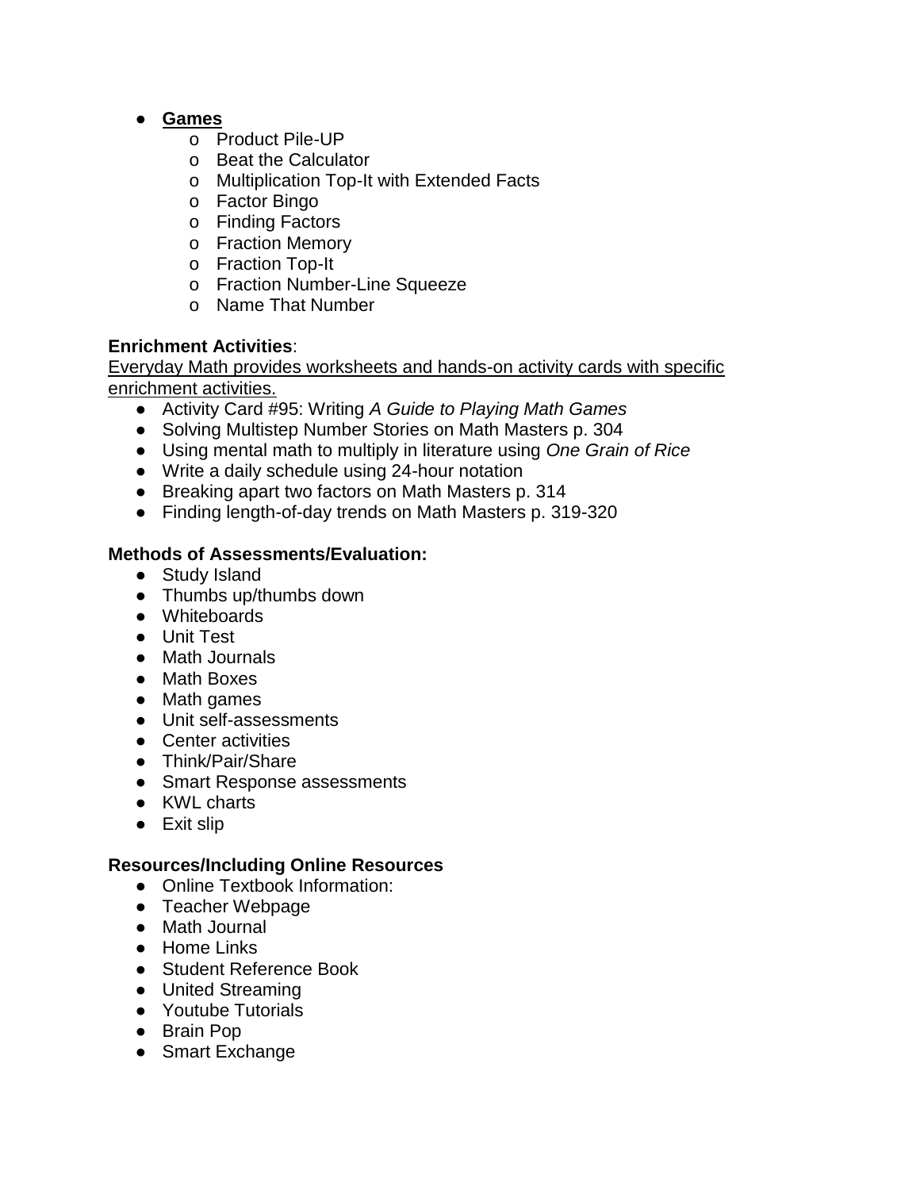- **<u>Games</u>**
  - Product Pile-UP
  - Beat the Calculator
  - Multiplication Top-It with Extended Facts
  - Factor Bingo
  - Finding Factors
  - Fraction Memory
  - Fraction Top-It
  - Fraction Number-Line Squeeze
  - Name That Number

**Enrichment Activities**:

<u>Everyday Math provides worksheets and hands-on activity cards with specific enrichment activities.</u>

- Activity Card #95: Writing *A Guide to Playing Math Games*
- Solving Multistep Number Stories on Math Masters p. 304
- Using mental math to multiply in literature using *One Grain of Rice*
- Write a daily schedule using 24-hour notation
- Breaking apart two factors on Math Masters p. 314
- Finding length-of-day trends on Math Masters p. 319-320

**Methods of Assessments/Evaluation:**

- Study Island
- Thumbs up/thumbs down
- Whiteboards
- Unit Test
- Math Journals
- Math Boxes
- Math games
- Unit self-assessments
- Center activities
- Think/Pair/Share
- Smart Response assessments
- KWL charts
- Exit slip

**Resources/Including Online Resources**

- Online Textbook Information:
- Teacher Webpage
- Math Journal
- Home Links
- Student Reference Book
- United Streaming
- Youtube Tutorials
- Brain Pop
- Smart Exchange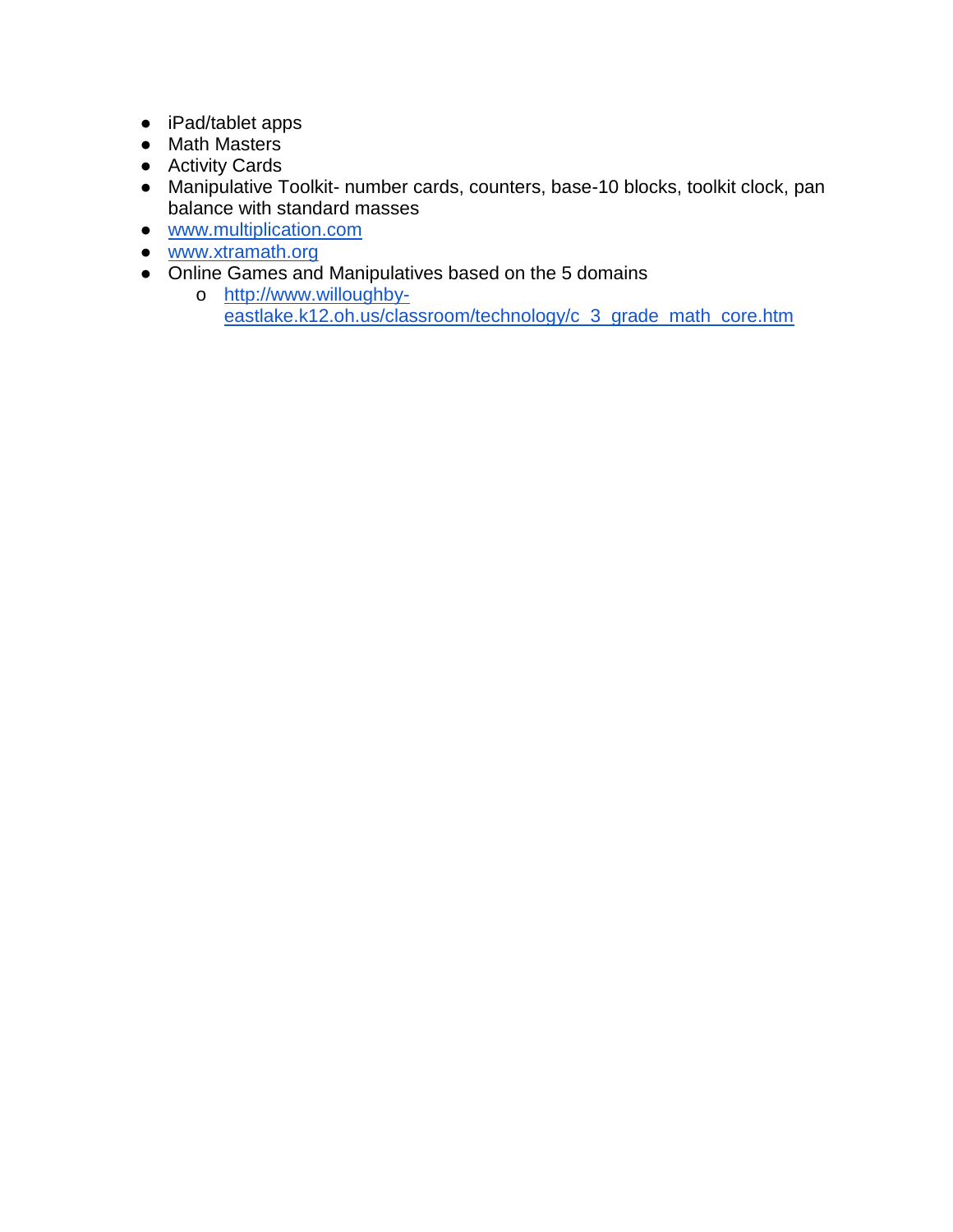- iPad/tablet apps
- Math Masters
- Activity Cards
- Manipulative Toolkit- number cards, counters, base-10 blocks, toolkit clock, pan balance with standard masses
- www.multiplication.com
- www.xtramath.org
- Online Games and Manipulatives based on the 5 domains
  - http://www.willoughby-eastlake.k12.oh.us/classroom/technology/c_3_grade_math_core.htm